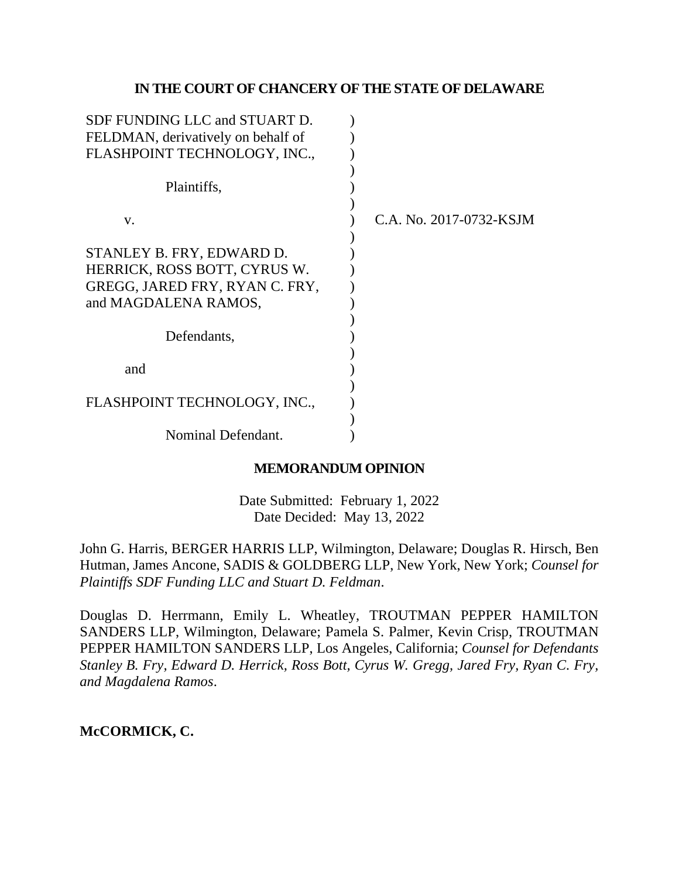**IN THE COURT OF CHANCERY OF THE STATE OF DELAWARE**

SDF FUNDING LLC and STUART D. FELDMAN, derivatively on behalf of FLASHPOINT TECHNOLOGY, INC.,

Plaintiffs,

v.

STANLEY B. FRY, EDWARD D. HERRICK, ROSS BOTT, CYRUS W. GREGG, JARED FRY, RYAN C. FRY, and MAGDALENA RAMOS,

Defendants,

and

FLASHPOINT TECHNOLOGY, INC.,

Nominal Defendant.

C.A. No. 2017-0732-KSJM

**MEMORANDUM OPINION**

Date Submitted: February 1, 2022
Date Decided: May 13, 2022

John G. Harris, BERGER HARRIS LLP, Wilmington, Delaware; Douglas R. Hirsch, Ben Hutman, James Ancone, SADIS & GOLDBERG LLP, New York, New York; *Counsel for Plaintiffs SDF Funding LLC and Stuart D. Feldman*.

Douglas D. Herrmann, Emily L. Wheatley, TROUTMAN PEPPER HAMILTON SANDERS LLP, Wilmington, Delaware; Pamela S. Palmer, Kevin Crisp, TROUTMAN PEPPER HAMILTON SANDERS LLP, Los Angeles, California; *Counsel for Defendants Stanley B. Fry, Edward D. Herrick, Ross Bott, Cyrus W. Gregg, Jared Fry, Ryan C. Fry, and Magdalena Ramos*.

**McCORMICK, C.**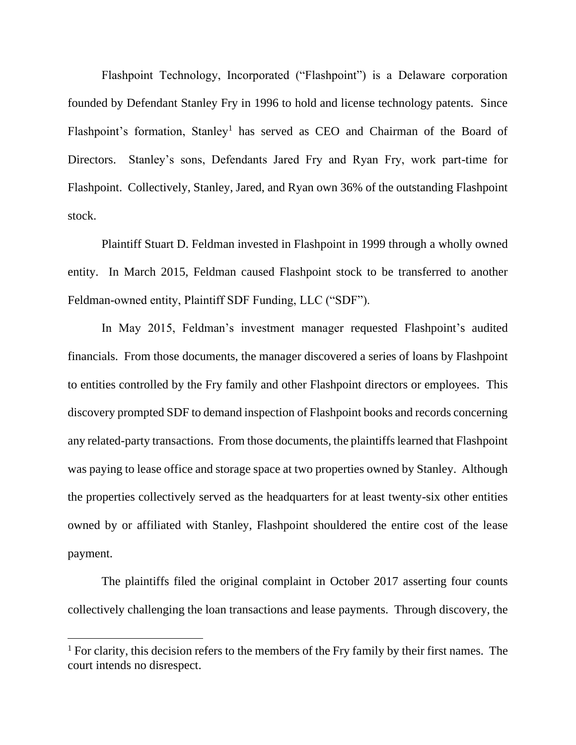Flashpoint Technology, Incorporated ("Flashpoint") is a Delaware corporation founded by Defendant Stanley Fry in 1996 to hold and license technology patents. Since Flashpoint's formation, Stanley[1] has served as CEO and Chairman of the Board of Directors. Stanley's sons, Defendants Jared Fry and Ryan Fry, work part-time for Flashpoint. Collectively, Stanley, Jared, and Ryan own 36% of the outstanding Flashpoint stock.

Plaintiff Stuart D. Feldman invested in Flashpoint in 1999 through a wholly owned entity. In March 2015, Feldman caused Flashpoint stock to be transferred to another Feldman-owned entity, Plaintiff SDF Funding, LLC ("SDF").

In May 2015, Feldman's investment manager requested Flashpoint's audited financials. From those documents, the manager discovered a series of loans by Flashpoint to entities controlled by the Fry family and other Flashpoint directors or employees. This discovery prompted SDF to demand inspection of Flashpoint books and records concerning any related-party transactions. From those documents, the plaintiffs learned that Flashpoint was paying to lease office and storage space at two properties owned by Stanley. Although the properties collectively served as the headquarters for at least twenty-six other entities owned by or affiliated with Stanley, Flashpoint shouldered the entire cost of the lease payment.

The plaintiffs filed the original complaint in October 2017 asserting four counts collectively challenging the loan transactions and lease payments. Through discovery, the

[1] For clarity, this decision refers to the members of the Fry family by their first names. The court intends no disrespect.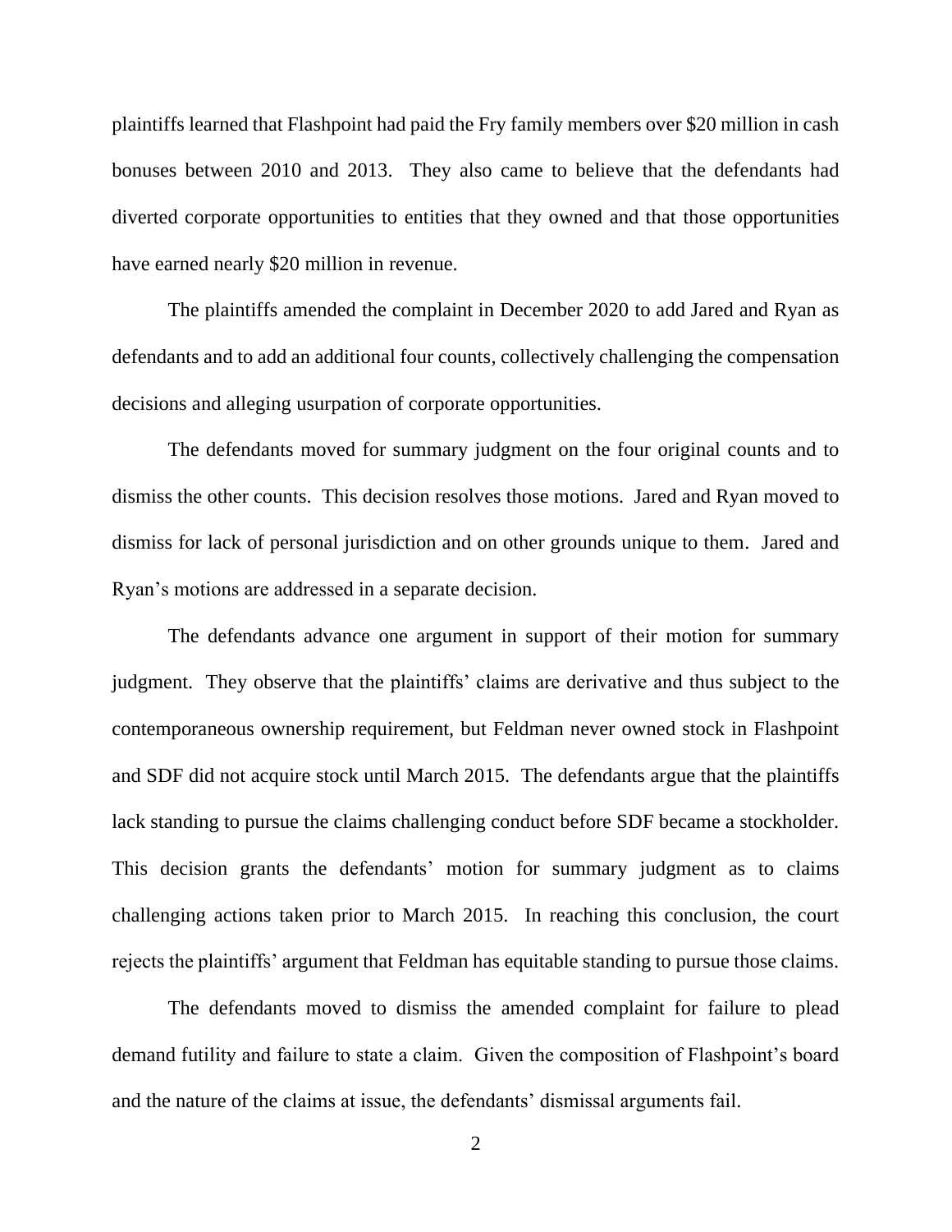plaintiffs learned that Flashpoint had paid the Fry family members over $20 million in cash bonuses between 2010 and 2013. They also came to believe that the defendants had diverted corporate opportunities to entities that they owned and that those opportunities have earned nearly $20 million in revenue.

The plaintiffs amended the complaint in December 2020 to add Jared and Ryan as defendants and to add an additional four counts, collectively challenging the compensation decisions and alleging usurpation of corporate opportunities.

The defendants moved for summary judgment on the four original counts and to dismiss the other counts. This decision resolves those motions. Jared and Ryan moved to dismiss for lack of personal jurisdiction and on other grounds unique to them. Jared and Ryan's motions are addressed in a separate decision.

The defendants advance one argument in support of their motion for summary judgment. They observe that the plaintiffs' claims are derivative and thus subject to the contemporaneous ownership requirement, but Feldman never owned stock in Flashpoint and SDF did not acquire stock until March 2015. The defendants argue that the plaintiffs lack standing to pursue the claims challenging conduct before SDF became a stockholder. This decision grants the defendants' motion for summary judgment as to claims challenging actions taken prior to March 2015. In reaching this conclusion, the court rejects the plaintiffs' argument that Feldman has equitable standing to pursue those claims.

The defendants moved to dismiss the amended complaint for failure to plead demand futility and failure to state a claim. Given the composition of Flashpoint's board and the nature of the claims at issue, the defendants' dismissal arguments fail.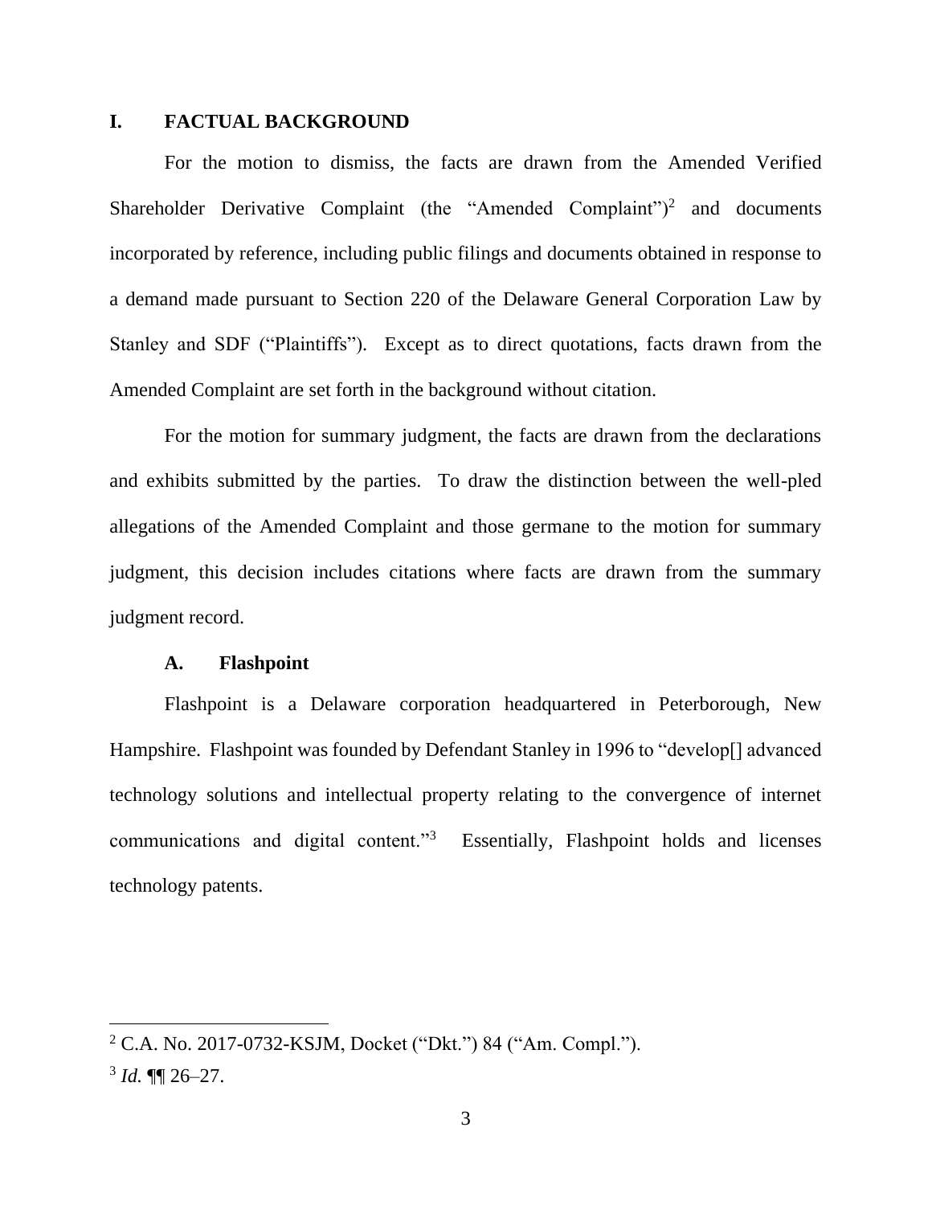## I. FACTUAL BACKGROUND

For the motion to dismiss, the facts are drawn from the Amended Verified Shareholder Derivative Complaint (the "Amended Complaint")[2] and documents incorporated by reference, including public filings and documents obtained in response to a demand made pursuant to Section 220 of the Delaware General Corporation Law by Stanley and SDF ("Plaintiffs"). Except as to direct quotations, facts drawn from the Amended Complaint are set forth in the background without citation.

For the motion for summary judgment, the facts are drawn from the declarations and exhibits submitted by the parties. To draw the distinction between the well-pled allegations of the Amended Complaint and those germane to the motion for summary judgment, this decision includes citations where facts are drawn from the summary judgment record.

### A. Flashpoint

Flashpoint is a Delaware corporation headquartered in Peterborough, New Hampshire. Flashpoint was founded by Defendant Stanley in 1996 to "develop[] advanced technology solutions and intellectual property relating to the convergence of internet communications and digital content."[3] Essentially, Flashpoint holds and licenses technology patents.

---

[2] C.A. No. 2017-0732-KSJM, Docket ("Dkt.") 84 ("Am. Compl.").

[3] *Id.* ¶¶ 26–27.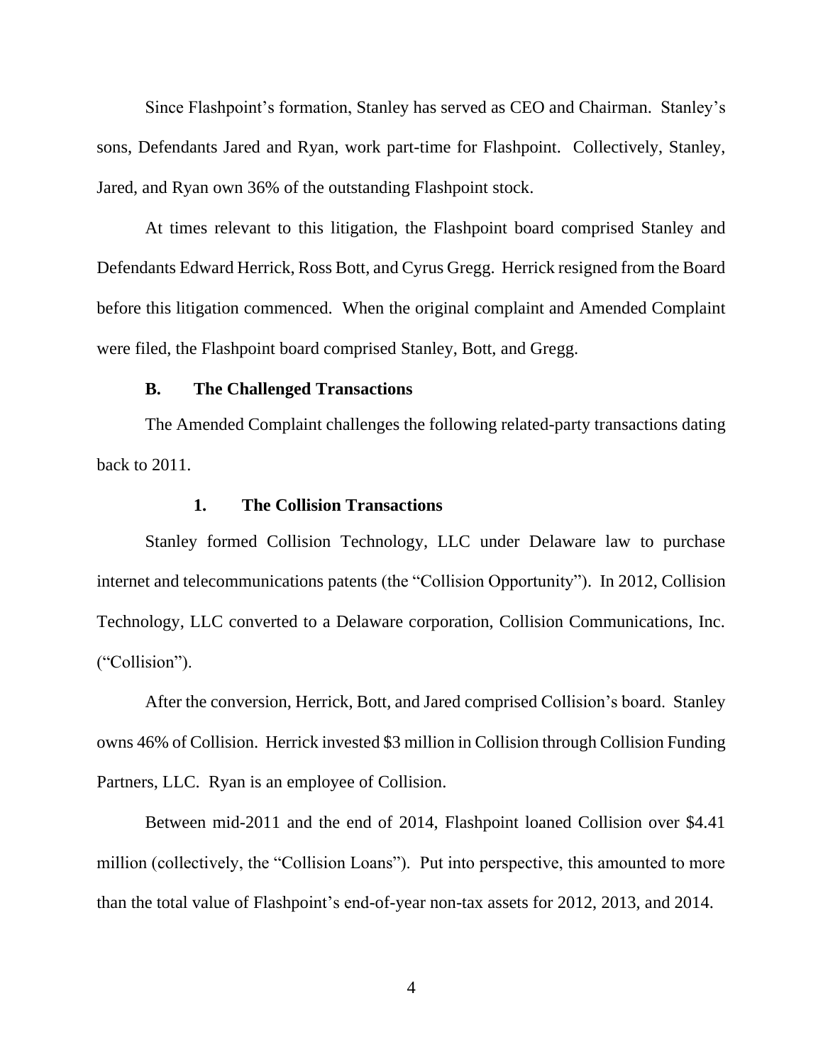Since Flashpoint's formation, Stanley has served as CEO and Chairman. Stanley's sons, Defendants Jared and Ryan, work part-time for Flashpoint. Collectively, Stanley, Jared, and Ryan own 36% of the outstanding Flashpoint stock.

At times relevant to this litigation, the Flashpoint board comprised Stanley and Defendants Edward Herrick, Ross Bott, and Cyrus Gregg. Herrick resigned from the Board before this litigation commenced. When the original complaint and Amended Complaint were filed, the Flashpoint board comprised Stanley, Bott, and Gregg.

### B. The Challenged Transactions

The Amended Complaint challenges the following related-party transactions dating back to 2011.

#### 1. The Collision Transactions

Stanley formed Collision Technology, LLC under Delaware law to purchase internet and telecommunications patents (the "Collision Opportunity"). In 2012, Collision Technology, LLC converted to a Delaware corporation, Collision Communications, Inc. ("Collision").

After the conversion, Herrick, Bott, and Jared comprised Collision's board. Stanley owns 46% of Collision. Herrick invested $3 million in Collision through Collision Funding Partners, LLC. Ryan is an employee of Collision.

Between mid-2011 and the end of 2014, Flashpoint loaned Collision over $4.41 million (collectively, the "Collision Loans"). Put into perspective, this amounted to more than the total value of Flashpoint's end-of-year non-tax assets for 2012, 2013, and 2014.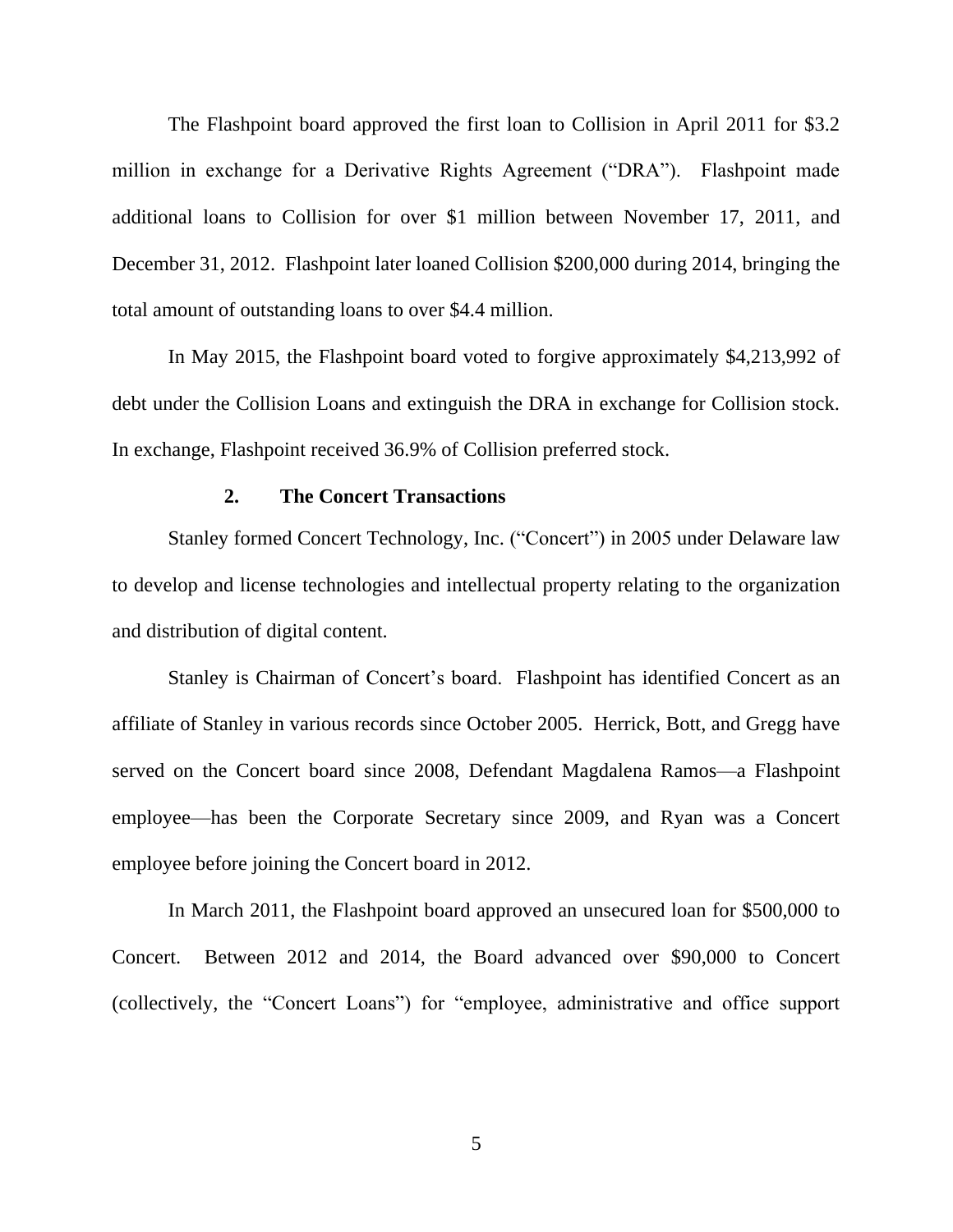The Flashpoint board approved the first loan to Collision in April 2011 for $3.2 million in exchange for a Derivative Rights Agreement ("DRA"). Flashpoint made additional loans to Collision for over $1 million between November 17, 2011, and December 31, 2012. Flashpoint later loaned Collision $200,000 during 2014, bringing the total amount of outstanding loans to over $4.4 million.

In May 2015, the Flashpoint board voted to forgive approximately $4,213,992 of debt under the Collision Loans and extinguish the DRA in exchange for Collision stock. In exchange, Flashpoint received 36.9% of Collision preferred stock.

### 2. The Concert Transactions

Stanley formed Concert Technology, Inc. ("Concert") in 2005 under Delaware law to develop and license technologies and intellectual property relating to the organization and distribution of digital content.

Stanley is Chairman of Concert's board. Flashpoint has identified Concert as an affiliate of Stanley in various records since October 2005. Herrick, Bott, and Gregg have served on the Concert board since 2008, Defendant Magdalena Ramos—a Flashpoint employee—has been the Corporate Secretary since 2009, and Ryan was a Concert employee before joining the Concert board in 2012.

In March 2011, the Flashpoint board approved an unsecured loan for $500,000 to Concert. Between 2012 and 2014, the Board advanced over $90,000 to Concert (collectively, the "Concert Loans") for "employee, administrative and office support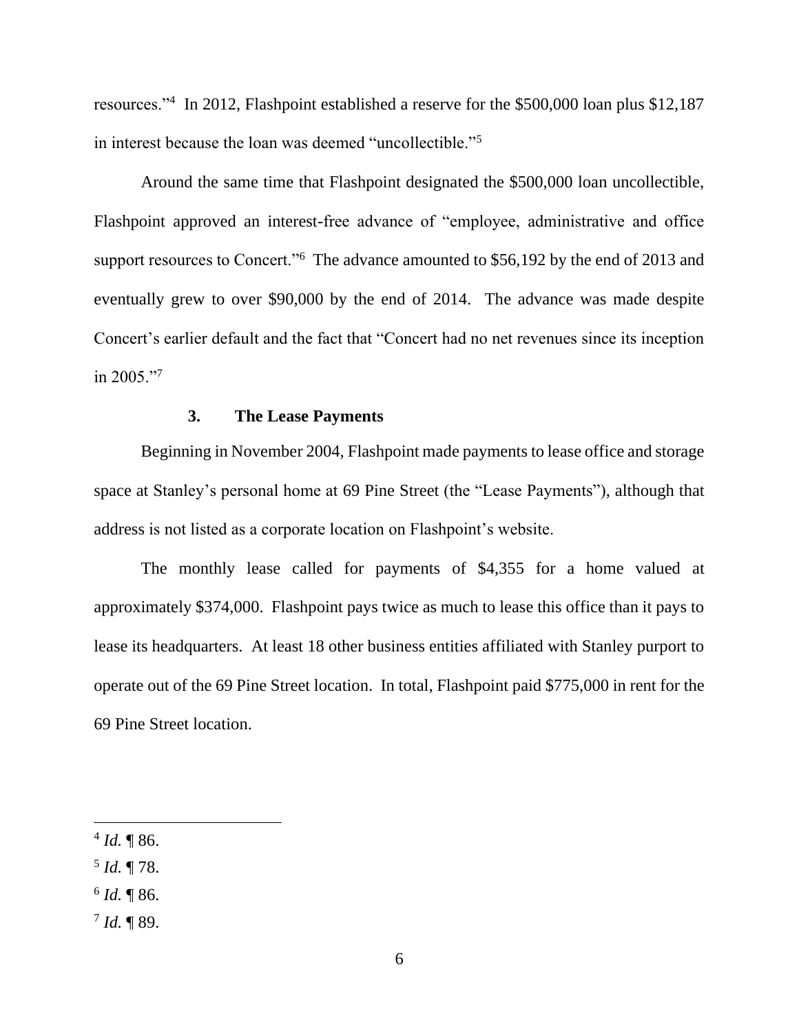resources."[4] In 2012, Flashpoint established a reserve for the $500,000 loan plus $12,187 in interest because the loan was deemed "uncollectible."[5]

Around the same time that Flashpoint designated the $500,000 loan uncollectible, Flashpoint approved an interest-free advance of "employee, administrative and office support resources to Concert."[6] The advance amounted to $56,192 by the end of 2013 and eventually grew to over $90,000 by the end of 2014. The advance was made despite Concert's earlier default and the fact that "Concert had no net revenues since its inception in 2005."[7]

### 3. The Lease Payments

Beginning in November 2004, Flashpoint made payments to lease office and storage space at Stanley's personal home at 69 Pine Street (the "Lease Payments"), although that address is not listed as a corporate location on Flashpoint's website.

The monthly lease called for payments of $4,355 for a home valued at approximately $374,000. Flashpoint pays twice as much to lease this office than it pays to lease its headquarters. At least 18 other business entities affiliated with Stanley purport to operate out of the 69 Pine Street location. In total, Flashpoint paid $775,000 in rent for the 69 Pine Street location.

---

[4] *Id.* ¶ 86.

[5] *Id.* ¶ 78.

[6] *Id.* ¶ 86.

[7] *Id.* ¶ 89.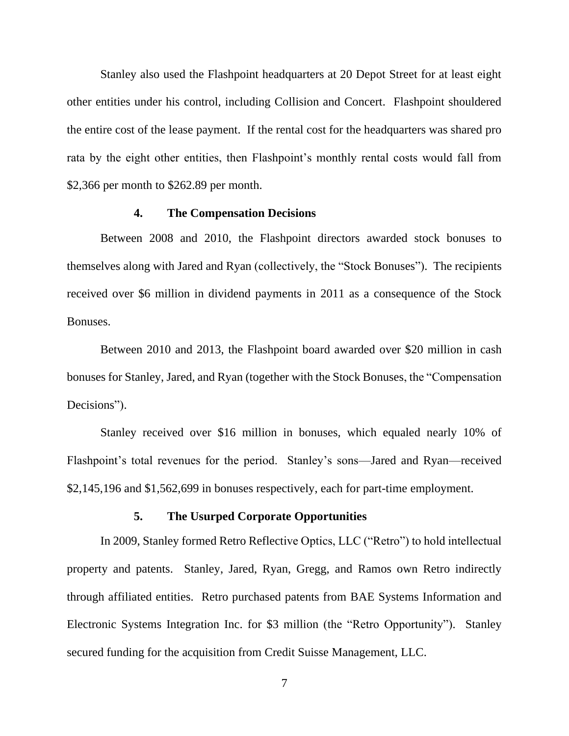Stanley also used the Flashpoint headquarters at 20 Depot Street for at least eight other entities under his control, including Collision and Concert. Flashpoint shouldered the entire cost of the lease payment. If the rental cost for the headquarters was shared pro rata by the eight other entities, then Flashpoint's monthly rental costs would fall from $2,366 per month to $262.89 per month.

### 4. The Compensation Decisions

Between 2008 and 2010, the Flashpoint directors awarded stock bonuses to themselves along with Jared and Ryan (collectively, the "Stock Bonuses"). The recipients received over $6 million in dividend payments in 2011 as a consequence of the Stock Bonuses.

Between 2010 and 2013, the Flashpoint board awarded over $20 million in cash bonuses for Stanley, Jared, and Ryan (together with the Stock Bonuses, the "Compensation Decisions").

Stanley received over $16 million in bonuses, which equaled nearly 10% of Flashpoint's total revenues for the period. Stanley's sons—Jared and Ryan—received $2,145,196 and $1,562,699 in bonuses respectively, each for part-time employment.

### 5. The Usurped Corporate Opportunities

In 2009, Stanley formed Retro Reflective Optics, LLC ("Retro") to hold intellectual property and patents. Stanley, Jared, Ryan, Gregg, and Ramos own Retro indirectly through affiliated entities. Retro purchased patents from BAE Systems Information and Electronic Systems Integration Inc. for $3 million (the "Retro Opportunity"). Stanley secured funding for the acquisition from Credit Suisse Management, LLC.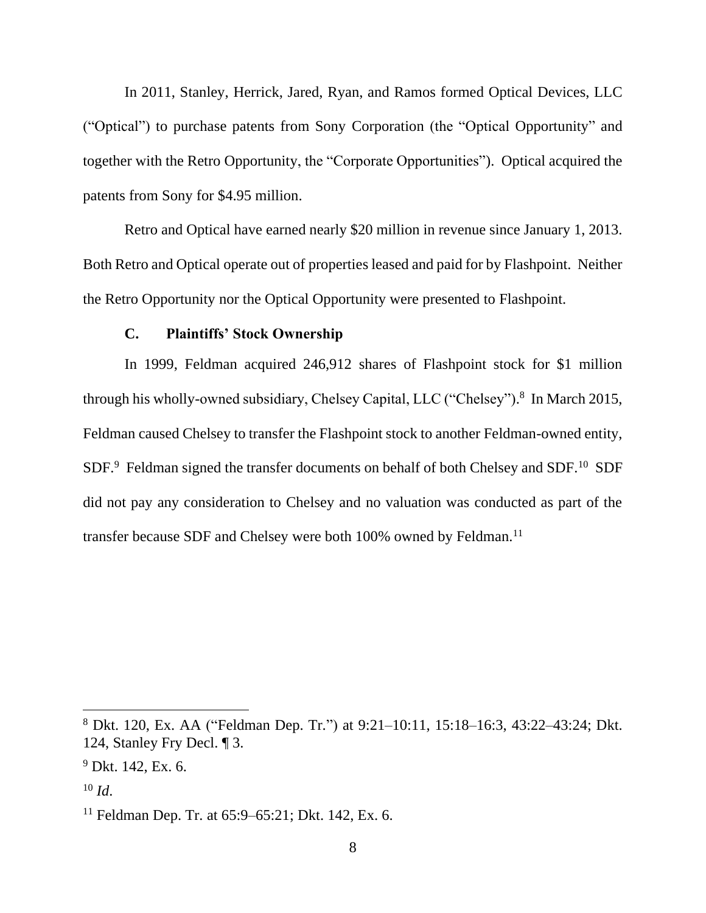In 2011, Stanley, Herrick, Jared, Ryan, and Ramos formed Optical Devices, LLC ("Optical") to purchase patents from Sony Corporation (the "Optical Opportunity" and together with the Retro Opportunity, the "Corporate Opportunities"). Optical acquired the patents from Sony for $4.95 million.

Retro and Optical have earned nearly $20 million in revenue since January 1, 2013. Both Retro and Optical operate out of properties leased and paid for by Flashpoint. Neither the Retro Opportunity nor the Optical Opportunity were presented to Flashpoint.

### C. Plaintiffs' Stock Ownership

In 1999, Feldman acquired 246,912 shares of Flashpoint stock for $1 million through his wholly-owned subsidiary, Chelsey Capital, LLC ("Chelsey").[8] In March 2015, Feldman caused Chelsey to transfer the Flashpoint stock to another Feldman-owned entity, SDF.[9] Feldman signed the transfer documents on behalf of both Chelsey and SDF.[10] SDF did not pay any consideration to Chelsey and no valuation was conducted as part of the transfer because SDF and Chelsey were both 100% owned by Feldman.[11]

---

[8] Dkt. 120, Ex. AA ("Feldman Dep. Tr.") at 9:21–10:11, 15:18–16:3, 43:22–43:24; Dkt. 124, Stanley Fry Decl. ¶ 3.

[9] Dkt. 142, Ex. 6.

[10] *Id*.

[11] Feldman Dep. Tr. at 65:9–65:21; Dkt. 142, Ex. 6.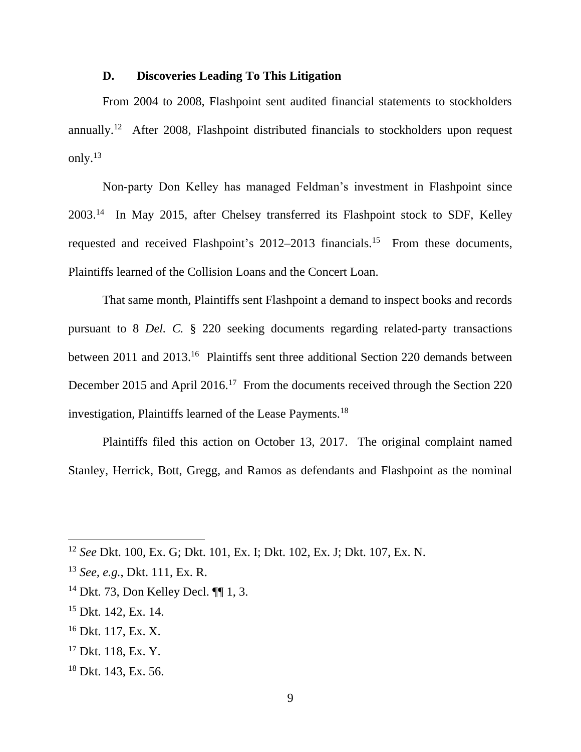### D. Discoveries Leading To This Litigation

From 2004 to 2008, Flashpoint sent audited financial statements to stockholders annually.[12] After 2008, Flashpoint distributed financials to stockholders upon request only.[13]

Non-party Don Kelley has managed Feldman's investment in Flashpoint since 2003.[14] In May 2015, after Chelsey transferred its Flashpoint stock to SDF, Kelley requested and received Flashpoint's 2012–2013 financials.[15] From these documents, Plaintiffs learned of the Collision Loans and the Concert Loan.

That same month, Plaintiffs sent Flashpoint a demand to inspect books and records pursuant to 8 *Del. C.* § 220 seeking documents regarding related-party transactions between 2011 and 2013.[16] Plaintiffs sent three additional Section 220 demands between December 2015 and April 2016.[17] From the documents received through the Section 220 investigation, Plaintiffs learned of the Lease Payments.[18]

Plaintiffs filed this action on October 13, 2017. The original complaint named Stanley, Herrick, Bott, Gregg, and Ramos as defendants and Flashpoint as the nominal

---

[12] *See* Dkt. 100, Ex. G; Dkt. 101, Ex. I; Dkt. 102, Ex. J; Dkt. 107, Ex. N.

[13] *See, e.g.*, Dkt. 111, Ex. R.

[14] Dkt. 73, Don Kelley Decl. ¶¶ 1, 3.

[15] Dkt. 142, Ex. 14.

[16] Dkt. 117, Ex. X.

[17] Dkt. 118, Ex. Y.

[18] Dkt. 143, Ex. 56.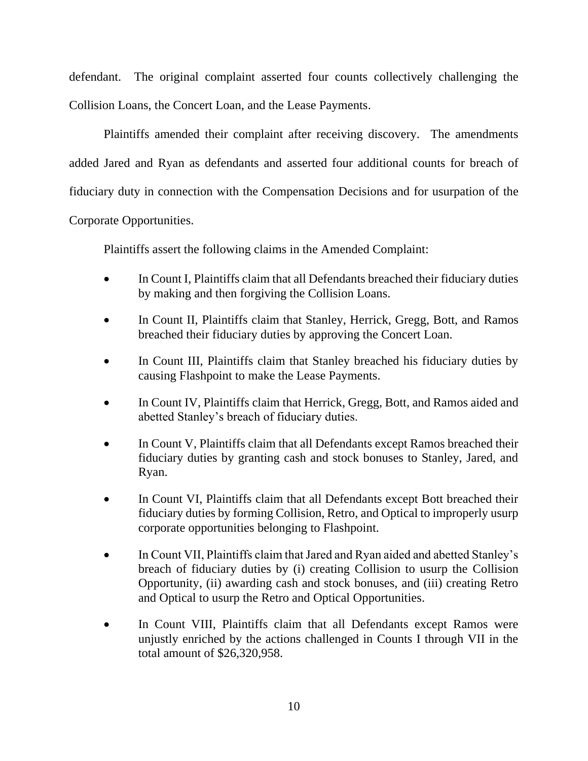defendant. The original complaint asserted four counts collectively challenging the Collision Loans, the Concert Loan, and the Lease Payments.

Plaintiffs amended their complaint after receiving discovery. The amendments added Jared and Ryan as defendants and asserted four additional counts for breach of fiduciary duty in connection with the Compensation Decisions and for usurpation of the Corporate Opportunities.

Plaintiffs assert the following claims in the Amended Complaint:

- In Count I, Plaintiffs claim that all Defendants breached their fiduciary duties by making and then forgiving the Collision Loans.
- In Count II, Plaintiffs claim that Stanley, Herrick, Gregg, Bott, and Ramos breached their fiduciary duties by approving the Concert Loan.
- In Count III, Plaintiffs claim that Stanley breached his fiduciary duties by causing Flashpoint to make the Lease Payments.
- In Count IV, Plaintiffs claim that Herrick, Gregg, Bott, and Ramos aided and abetted Stanley's breach of fiduciary duties.
- In Count V, Plaintiffs claim that all Defendants except Ramos breached their fiduciary duties by granting cash and stock bonuses to Stanley, Jared, and Ryan.
- In Count VI, Plaintiffs claim that all Defendants except Bott breached their fiduciary duties by forming Collision, Retro, and Optical to improperly usurp corporate opportunities belonging to Flashpoint.
- In Count VII, Plaintiffs claim that Jared and Ryan aided and abetted Stanley's breach of fiduciary duties by (i) creating Collision to usurp the Collision Opportunity, (ii) awarding cash and stock bonuses, and (iii) creating Retro and Optical to usurp the Retro and Optical Opportunities.
- In Count VIII, Plaintiffs claim that all Defendants except Ramos were unjustly enriched by the actions challenged in Counts I through VII in the total amount of $26,320,958.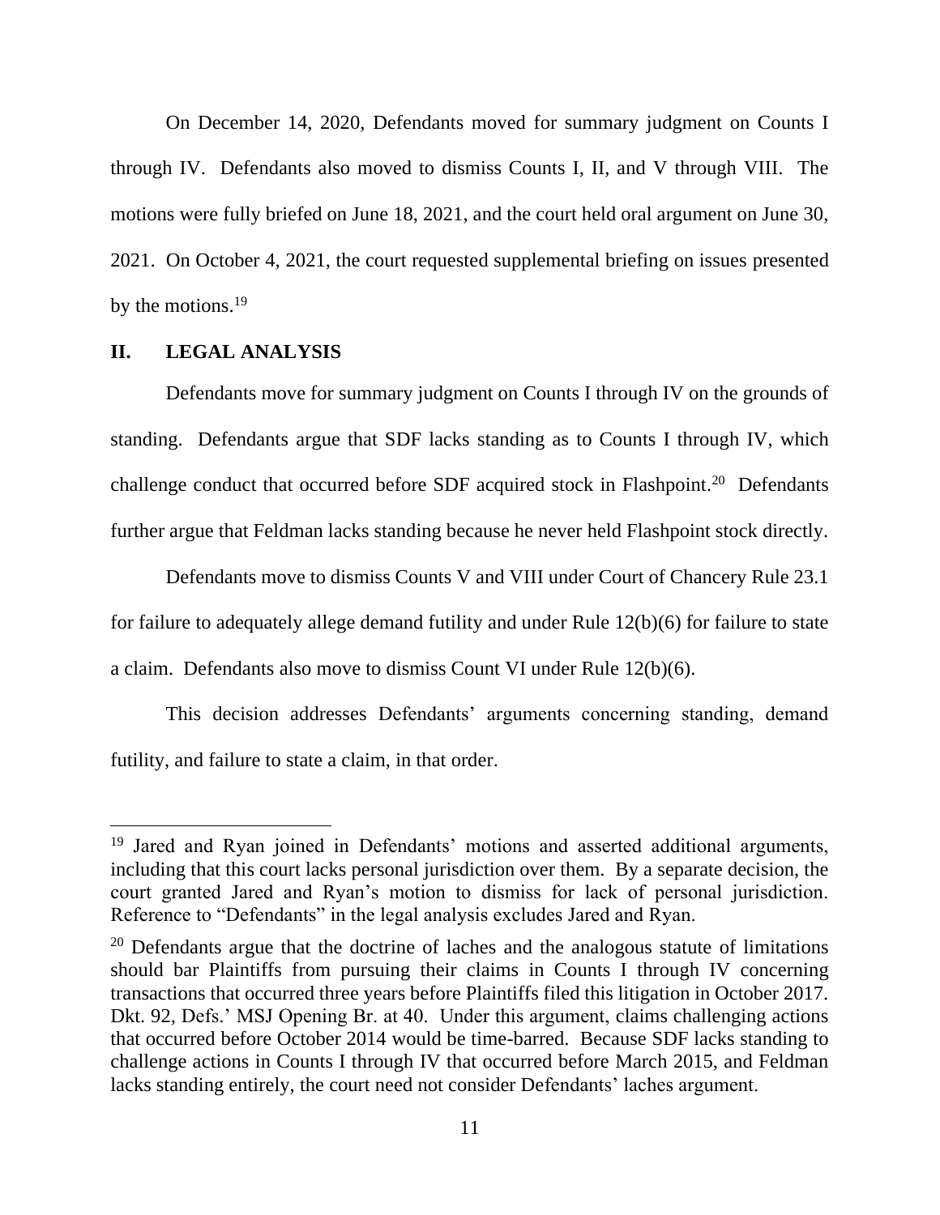On December 14, 2020, Defendants moved for summary judgment on Counts I through IV. Defendants also moved to dismiss Counts I, II, and V through VIII. The motions were fully briefed on June 18, 2021, and the court held oral argument on June 30, 2021. On October 4, 2021, the court requested supplemental briefing on issues presented by the motions.[19]

## II. LEGAL ANALYSIS

Defendants move for summary judgment on Counts I through IV on the grounds of standing. Defendants argue that SDF lacks standing as to Counts I through IV, which challenge conduct that occurred before SDF acquired stock in Flashpoint.[20] Defendants further argue that Feldman lacks standing because he never held Flashpoint stock directly.

Defendants move to dismiss Counts V and VIII under Court of Chancery Rule 23.1 for failure to adequately allege demand futility and under Rule 12(b)(6) for failure to state a claim. Defendants also move to dismiss Count VI under Rule 12(b)(6).

This decision addresses Defendants' arguments concerning standing, demand futility, and failure to state a claim, in that order.

---

[19] Jared and Ryan joined in Defendants' motions and asserted additional arguments, including that this court lacks personal jurisdiction over them. By a separate decision, the court granted Jared and Ryan's motion to dismiss for lack of personal jurisdiction. Reference to "Defendants" in the legal analysis excludes Jared and Ryan.

[20] Defendants argue that the doctrine of laches and the analogous statute of limitations should bar Plaintiffs from pursuing their claims in Counts I through IV concerning transactions that occurred three years before Plaintiffs filed this litigation in October 2017. Dkt. 92, Defs.' MSJ Opening Br. at 40. Under this argument, claims challenging actions that occurred before October 2014 would be time-barred. Because SDF lacks standing to challenge actions in Counts I through IV that occurred before March 2015, and Feldman lacks standing entirely, the court need not consider Defendants' laches argument.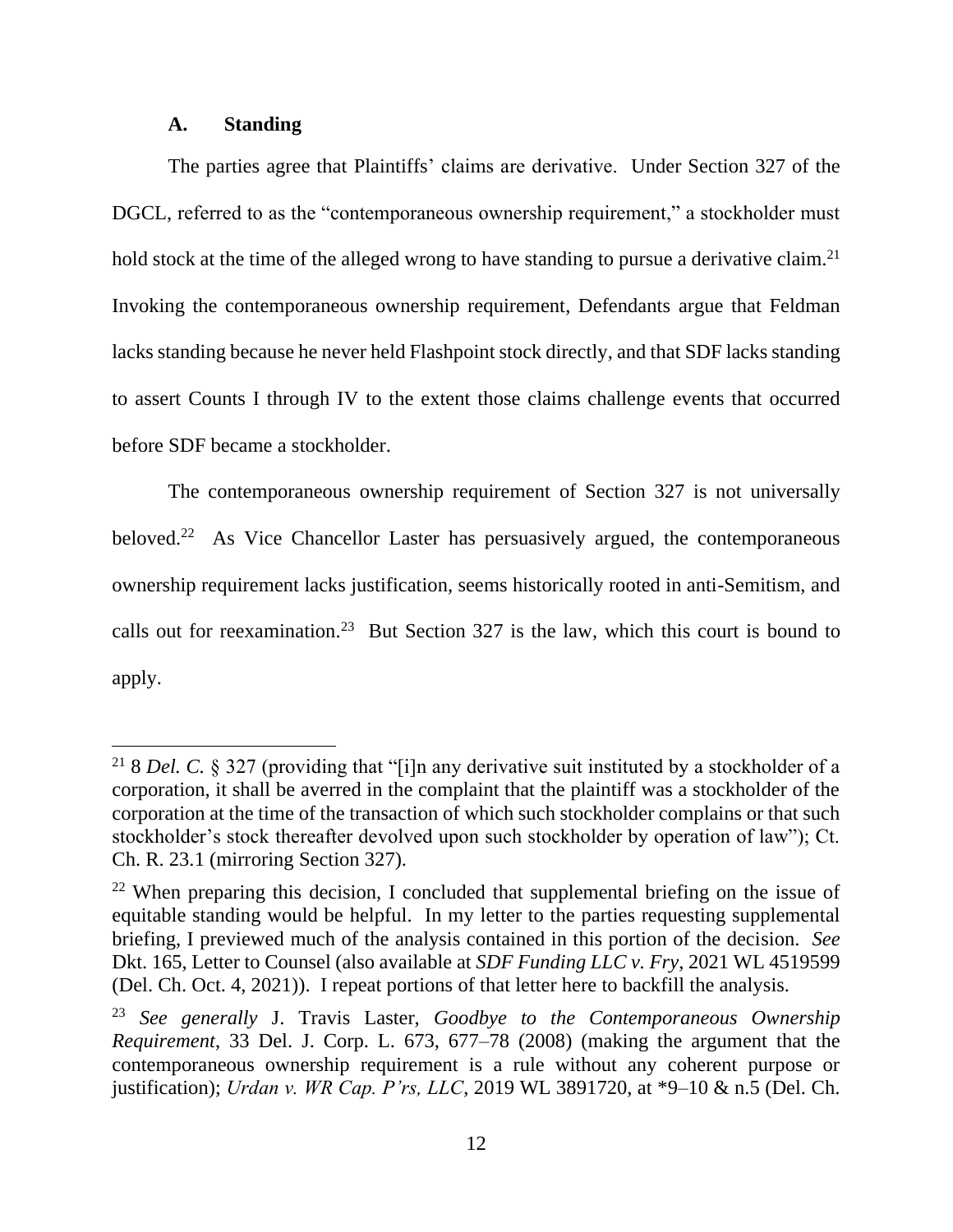### A. Standing

The parties agree that Plaintiffs' claims are derivative. Under Section 327 of the DGCL, referred to as the "contemporaneous ownership requirement," a stockholder must hold stock at the time of the alleged wrong to have standing to pursue a derivative claim.[21] Invoking the contemporaneous ownership requirement, Defendants argue that Feldman lacks standing because he never held Flashpoint stock directly, and that SDF lacks standing to assert Counts I through IV to the extent those claims challenge events that occurred before SDF became a stockholder.

The contemporaneous ownership requirement of Section 327 is not universally beloved.[22] As Vice Chancellor Laster has persuasively argued, the contemporaneous ownership requirement lacks justification, seems historically rooted in anti-Semitism, and calls out for reexamination.[23] But Section 327 is the law, which this court is bound to apply.

---

[21] 8 *Del. C.* § 327 (providing that "[i]n any derivative suit instituted by a stockholder of a corporation, it shall be averred in the complaint that the plaintiff was a stockholder of the corporation at the time of the transaction of which such stockholder complains or that such stockholder's stock thereafter devolved upon such stockholder by operation of law"); Ct. Ch. R. 23.1 (mirroring Section 327).

[22] When preparing this decision, I concluded that supplemental briefing on the issue of equitable standing would be helpful. In my letter to the parties requesting supplemental briefing, I previewed much of the analysis contained in this portion of the decision. *See* Dkt. 165, Letter to Counsel (also available at *SDF Funding LLC v. Fry*, 2021 WL 4519599 (Del. Ch. Oct. 4, 2021)). I repeat portions of that letter here to backfill the analysis.

[23] *See generally* J. Travis Laster, *Goodbye to the Contemporaneous Ownership Requirement*, 33 Del. J. Corp. L. 673, 677–78 (2008) (making the argument that the contemporaneous ownership requirement is a rule without any coherent purpose or justification); *Urdan v. WR Cap. P'rs, LLC*, 2019 WL 3891720, at *9–10 & n.5 (Del. Ch.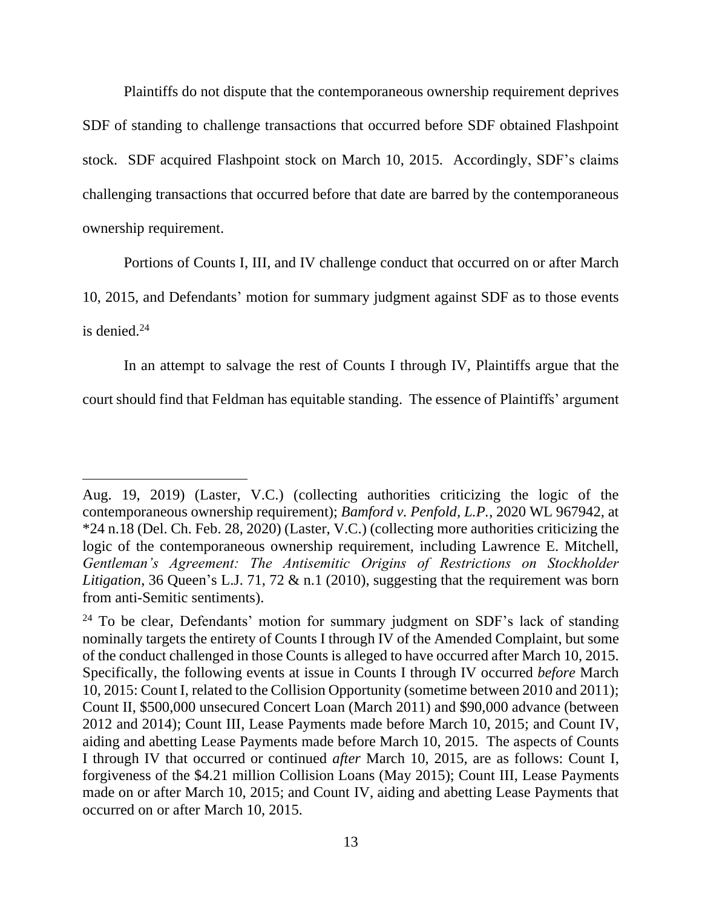Plaintiffs do not dispute that the contemporaneous ownership requirement deprives SDF of standing to challenge transactions that occurred before SDF obtained Flashpoint stock. SDF acquired Flashpoint stock on March 10, 2015. Accordingly, SDF's claims challenging transactions that occurred before that date are barred by the contemporaneous ownership requirement.

Portions of Counts I, III, and IV challenge conduct that occurred on or after March 10, 2015, and Defendants' motion for summary judgment against SDF as to those events is denied.[24]

In an attempt to salvage the rest of Counts I through IV, Plaintiffs argue that the court should find that Feldman has equitable standing. The essence of Plaintiffs' argument

---

Aug. 19, 2019) (Laster, V.C.) (collecting authorities criticizing the logic of the contemporaneous ownership requirement); *Bamford v. Penfold, L.P.*, 2020 WL 967942, at \*24 n.18 (Del. Ch. Feb. 28, 2020) (Laster, V.C.) (collecting more authorities criticizing the logic of the contemporaneous ownership requirement, including Lawrence E. Mitchell, *Gentleman's Agreement: The Antisemitic Origins of Restrictions on Stockholder Litigation*, 36 Queen's L.J. 71, 72 & n.1 (2010), suggesting that the requirement was born from anti-Semitic sentiments).

[24] To be clear, Defendants' motion for summary judgment on SDF's lack of standing nominally targets the entirety of Counts I through IV of the Amended Complaint, but some of the conduct challenged in those Counts is alleged to have occurred after March 10, 2015. Specifically, the following events at issue in Counts I through IV occurred *before* March 10, 2015: Count I, related to the Collision Opportunity (sometime between 2010 and 2011); Count II, $500,000 unsecured Concert Loan (March 2011) and $90,000 advance (between 2012 and 2014); Count III, Lease Payments made before March 10, 2015; and Count IV, aiding and abetting Lease Payments made before March 10, 2015. The aspects of Counts I through IV that occurred or continued *after* March 10, 2015, are as follows: Count I, forgiveness of the $4.21 million Collision Loans (May 2015); Count III, Lease Payments made on or after March 10, 2015; and Count IV, aiding and abetting Lease Payments that occurred on or after March 10, 2015.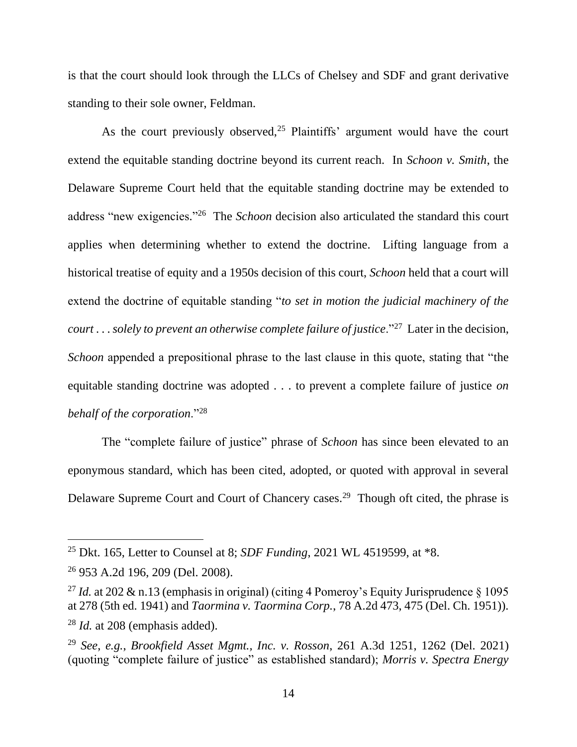is that the court should look through the LLCs of Chelsey and SDF and grant derivative standing to their sole owner, Feldman.

As the court previously observed,[25] Plaintiffs' argument would have the court extend the equitable standing doctrine beyond its current reach. In *Schoon v. Smith*, the Delaware Supreme Court held that the equitable standing doctrine may be extended to address "new exigencies."[26] The *Schoon* decision also articulated the standard this court applies when determining whether to extend the doctrine. Lifting language from a historical treatise of equity and a 1950s decision of this court, *Schoon* held that a court will extend the doctrine of equitable standing "*to set in motion the judicial machinery of the court . . . solely to prevent an otherwise complete failure of justice*."[27] Later in the decision, *Schoon* appended a prepositional phrase to the last clause in this quote, stating that "the equitable standing doctrine was adopted . . . to prevent a complete failure of justice *on behalf of the corporation*."[28]

The "complete failure of justice" phrase of *Schoon* has since been elevated to an eponymous standard, which has been cited, adopted, or quoted with approval in several Delaware Supreme Court and Court of Chancery cases.[29] Though oft cited, the phrase is

---

[25] Dkt. 165, Letter to Counsel at 8; *SDF Funding*, 2021 WL 4519599, at *8.

[26] 953 A.2d 196, 209 (Del. 2008).

[27] *Id.* at 202 & n.13 (emphasis in original) (citing 4 Pomeroy's Equity Jurisprudence § 1095 at 278 (5th ed. 1941) and *Taormina v. Taormina Corp.*, 78 A.2d 473, 475 (Del. Ch. 1951)).

[28] *Id.* at 208 (emphasis added).

[29] *See, e.g.*, *Brookfield Asset Mgmt., Inc. v. Rosson*, 261 A.3d 1251, 1262 (Del. 2021) (quoting "complete failure of justice" as established standard); *Morris v. Spectra Energy*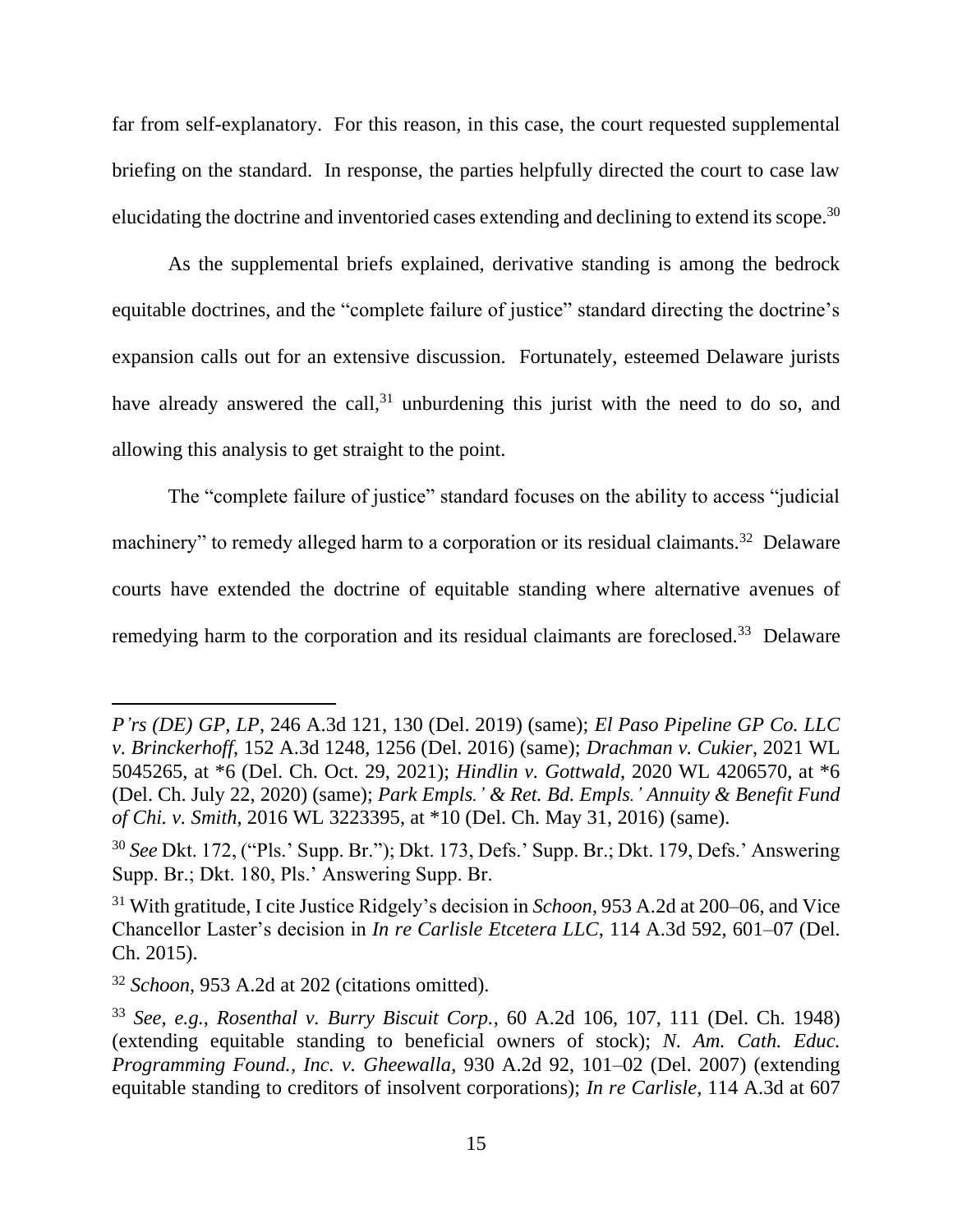far from self-explanatory. For this reason, in this case, the court requested supplemental briefing on the standard. In response, the parties helpfully directed the court to case law elucidating the doctrine and inventoried cases extending and declining to extend its scope.[30]

As the supplemental briefs explained, derivative standing is among the bedrock equitable doctrines, and the "complete failure of justice" standard directing the doctrine's expansion calls out for an extensive discussion. Fortunately, esteemed Delaware jurists have already answered the call,[31] unburdening this jurist with the need to do so, and allowing this analysis to get straight to the point.

The "complete failure of justice" standard focuses on the ability to access "judicial machinery" to remedy alleged harm to a corporation or its residual claimants.[32] Delaware courts have extended the doctrine of equitable standing where alternative avenues of remedying harm to the corporation and its residual claimants are foreclosed.[33] Delaware

---

*P'rs (DE) GP, LP*, 246 A.3d 121, 130 (Del. 2019) (same); *El Paso Pipeline GP Co. LLC v. Brinckerhoff*, 152 A.3d 1248, 1256 (Del. 2016) (same); *Drachman v. Cukier*, 2021 WL 5045265, at *6 (Del. Ch. Oct. 29, 2021); *Hindlin v. Gottwald*, 2020 WL 4206570, at *6 (Del. Ch. July 22, 2020) (same); *Park Empls.' & Ret. Bd. Empls.' Annuity & Benefit Fund of Chi. v. Smith*, 2016 WL 3223395, at *10 (Del. Ch. May 31, 2016) (same).

[30] *See* Dkt. 172, ("Pls.' Supp. Br."); Dkt. 173, Defs.' Supp. Br.; Dkt. 179, Defs.' Answering Supp. Br.; Dkt. 180, Pls.' Answering Supp. Br.

[31] With gratitude, I cite Justice Ridgely's decision in *Schoon*, 953 A.2d at 200–06, and Vice Chancellor Laster's decision in *In re Carlisle Etcetera LLC*, 114 A.3d 592, 601–07 (Del. Ch. 2015).

[32] *Schoon*, 953 A.2d at 202 (citations omitted).

[33] *See, e.g.*, *Rosenthal v. Burry Biscuit Corp.*, 60 A.2d 106, 107, 111 (Del. Ch. 1948) (extending equitable standing to beneficial owners of stock); *N. Am. Cath. Educ. Programming Found., Inc. v. Gheewalla*, 930 A.2d 92, 101–02 (Del. 2007) (extending equitable standing to creditors of insolvent corporations); *In re Carlisle*, 114 A.3d at 607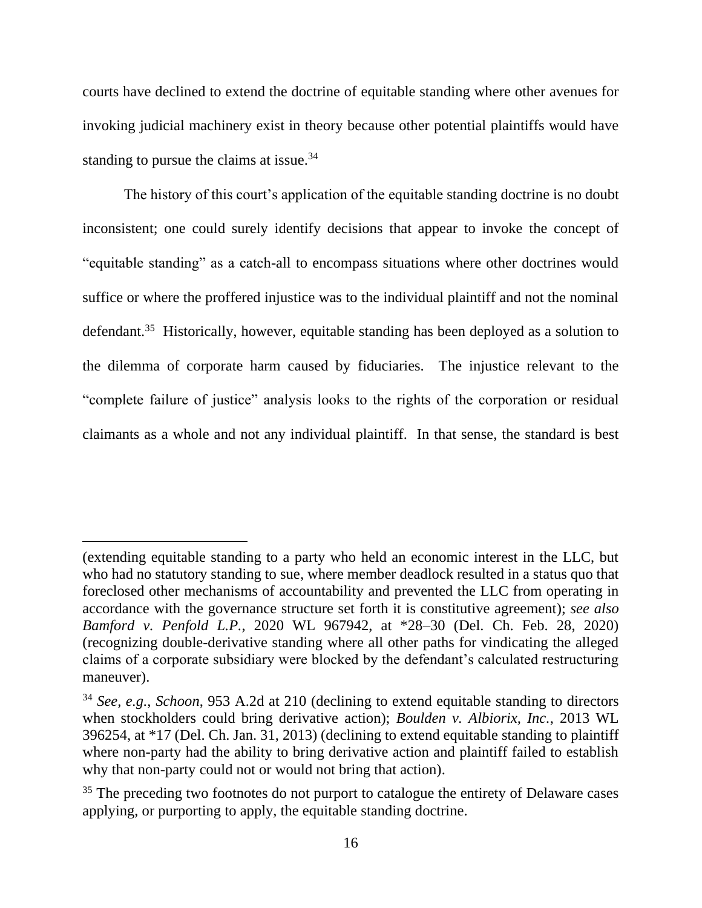courts have declined to extend the doctrine of equitable standing where other avenues for invoking judicial machinery exist in theory because other potential plaintiffs would have standing to pursue the claims at issue.[34]

The history of this court's application of the equitable standing doctrine is no doubt inconsistent; one could surely identify decisions that appear to invoke the concept of "equitable standing" as a catch-all to encompass situations where other doctrines would suffice or where the proffered injustice was to the individual plaintiff and not the nominal defendant.[35] Historically, however, equitable standing has been deployed as a solution to the dilemma of corporate harm caused by fiduciaries. The injustice relevant to the "complete failure of justice" analysis looks to the rights of the corporation or residual claimants as a whole and not any individual plaintiff. In that sense, the standard is best

---

(extending equitable standing to a party who held an economic interest in the LLC, but who had no statutory standing to sue, where member deadlock resulted in a status quo that foreclosed other mechanisms of accountability and prevented the LLC from operating in accordance with the governance structure set forth it is constitutive agreement); *see also Bamford v. Penfold L.P.*, 2020 WL 967942, at *28–30 (Del. Ch. Feb. 28, 2020) (recognizing double-derivative standing where all other paths for vindicating the alleged claims of a corporate subsidiary were blocked by the defendant's calculated restructuring maneuver).

[34] *See, e.g.*, *Schoon*, 953 A.2d at 210 (declining to extend equitable standing to directors when stockholders could bring derivative action); *Boulden v. Albiorix, Inc.*, 2013 WL 396254, at *17 (Del. Ch. Jan. 31, 2013) (declining to extend equitable standing to plaintiff where non-party had the ability to bring derivative action and plaintiff failed to establish why that non-party could not or would not bring that action).

[35] The preceding two footnotes do not purport to catalogue the entirety of Delaware cases applying, or purporting to apply, the equitable standing doctrine.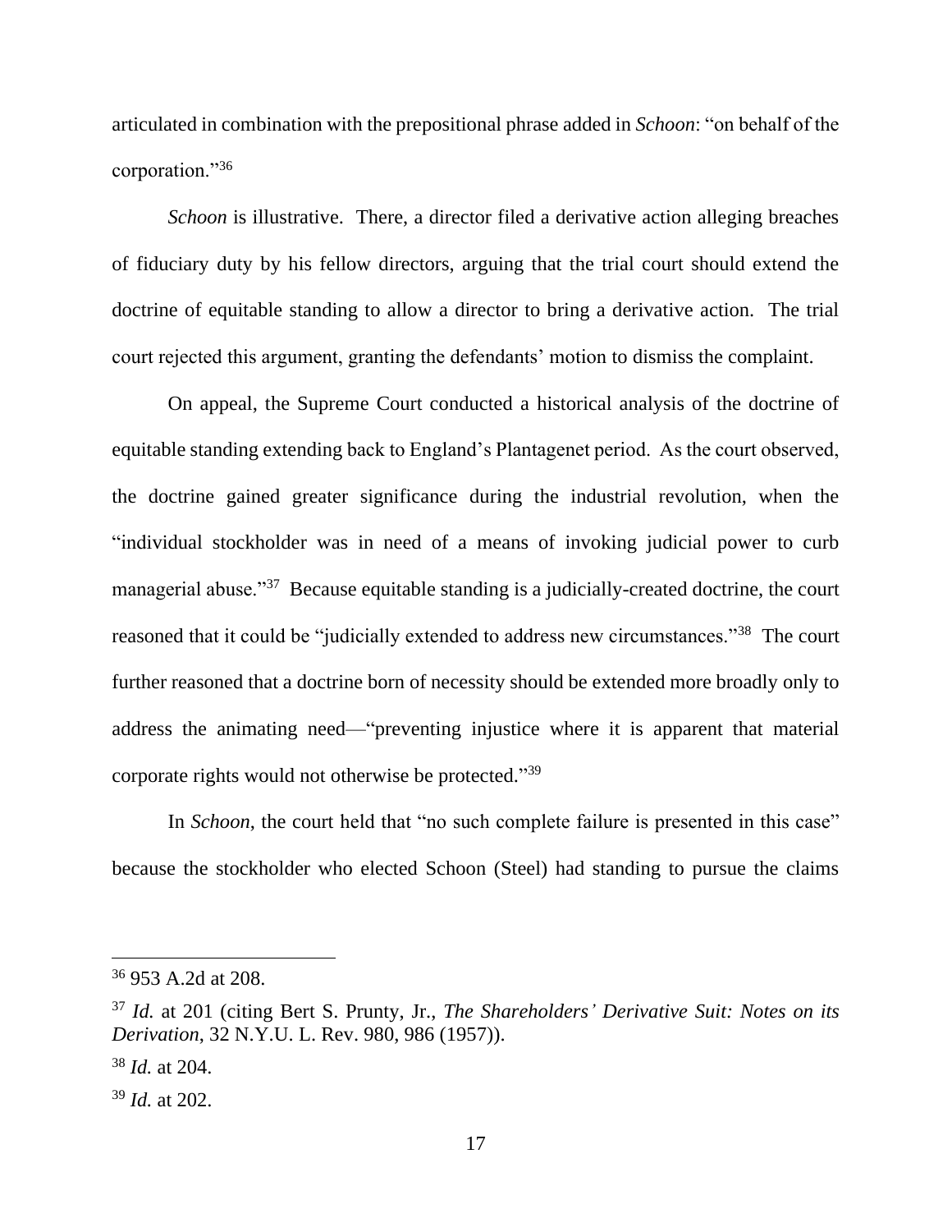articulated in combination with the prepositional phrase added in *Schoon*: "on behalf of the corporation."[36]

*Schoon* is illustrative. There, a director filed a derivative action alleging breaches of fiduciary duty by his fellow directors, arguing that the trial court should extend the doctrine of equitable standing to allow a director to bring a derivative action. The trial court rejected this argument, granting the defendants' motion to dismiss the complaint.

On appeal, the Supreme Court conducted a historical analysis of the doctrine of equitable standing extending back to England's Plantagenet period. As the court observed, the doctrine gained greater significance during the industrial revolution, when the "individual stockholder was in need of a means of invoking judicial power to curb managerial abuse."[37] Because equitable standing is a judicially-created doctrine, the court reasoned that it could be "judicially extended to address new circumstances."[38] The court further reasoned that a doctrine born of necessity should be extended more broadly only to address the animating need—"preventing injustice where it is apparent that material corporate rights would not otherwise be protected."[39]

In *Schoon*, the court held that "no such complete failure is presented in this case" because the stockholder who elected Schoon (Steel) had standing to pursue the claims

---

[36] 953 A.2d at 208.

[37] *Id.* at 201 (citing Bert S. Prunty, Jr., *The Shareholders' Derivative Suit: Notes on its Derivation*, 32 N.Y.U. L. Rev. 980, 986 (1957)).

[38] *Id.* at 204.

[39] *Id.* at 202.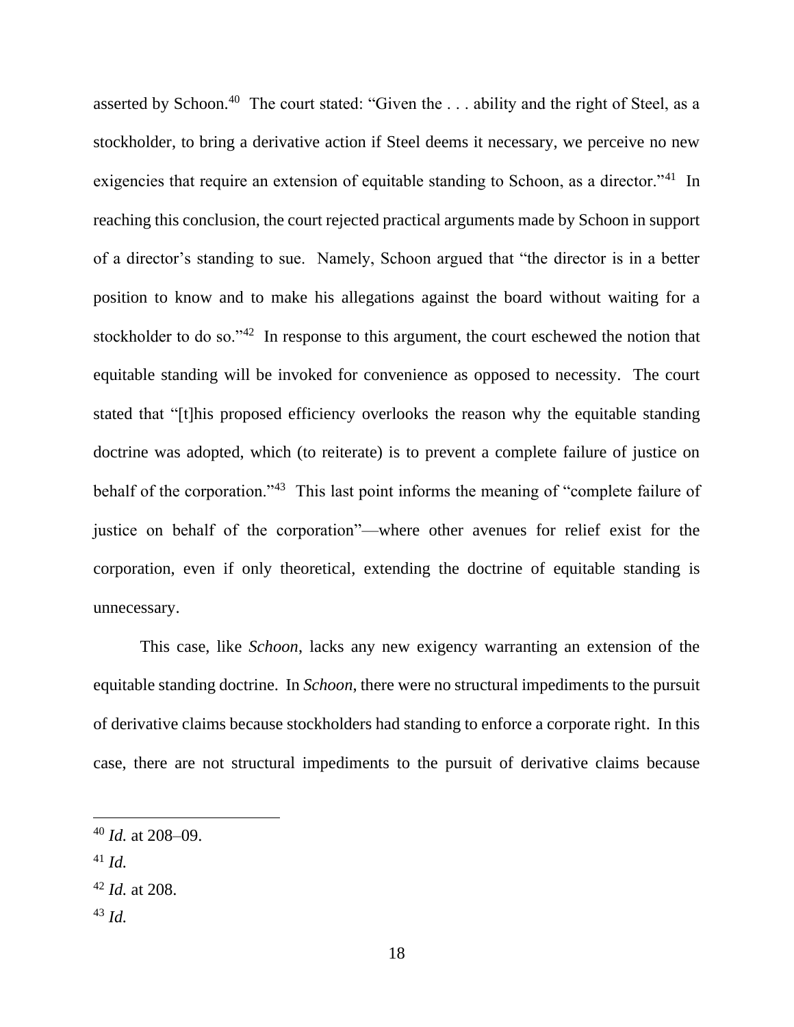asserted by Schoon.[40] The court stated: "Given the . . . ability and the right of Steel, as a stockholder, to bring a derivative action if Steel deems it necessary, we perceive no new exigencies that require an extension of equitable standing to Schoon, as a director."[41] In reaching this conclusion, the court rejected practical arguments made by Schoon in support of a director's standing to sue. Namely, Schoon argued that "the director is in a better position to know and to make his allegations against the board without waiting for a stockholder to do so."[42] In response to this argument, the court eschewed the notion that equitable standing will be invoked for convenience as opposed to necessity. The court stated that "[t]his proposed efficiency overlooks the reason why the equitable standing doctrine was adopted, which (to reiterate) is to prevent a complete failure of justice on behalf of the corporation."[43] This last point informs the meaning of "complete failure of justice on behalf of the corporation"—where other avenues for relief exist for the corporation, even if only theoretical, extending the doctrine of equitable standing is unnecessary.

This case, like *Schoon*, lacks any new exigency warranting an extension of the equitable standing doctrine. In *Schoon*, there were no structural impediments to the pursuit of derivative claims because stockholders had standing to enforce a corporate right. In this case, there are not structural impediments to the pursuit of derivative claims because

---

[40] *Id.* at 208–09.

[41] *Id.*

[42] *Id.* at 208.

[43] *Id.*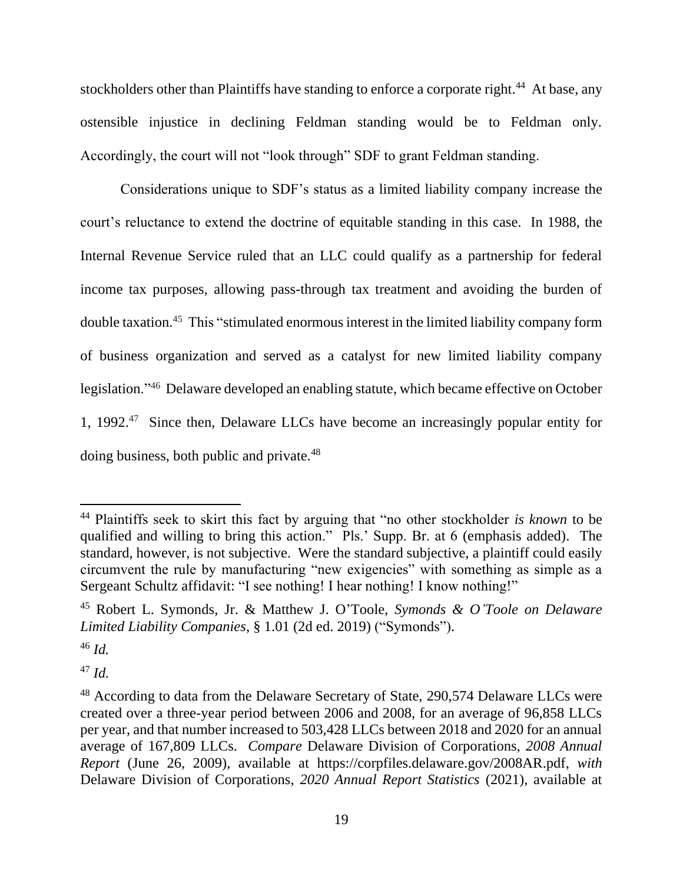stockholders other than Plaintiffs have standing to enforce a corporate right.[44] At base, any ostensible injustice in declining Feldman standing would be to Feldman only. Accordingly, the court will not "look through" SDF to grant Feldman standing.

Considerations unique to SDF's status as a limited liability company increase the court's reluctance to extend the doctrine of equitable standing in this case. In 1988, the Internal Revenue Service ruled that an LLC could qualify as a partnership for federal income tax purposes, allowing pass-through tax treatment and avoiding the burden of double taxation.[45] This "stimulated enormous interest in the limited liability company form of business organization and served as a catalyst for new limited liability company legislation."[46] Delaware developed an enabling statute, which became effective on October 1, 1992.[47] Since then, Delaware LLCs have become an increasingly popular entity for doing business, both public and private.[48]

---

[44] Plaintiffs seek to skirt this fact by arguing that "no other stockholder *is known* to be qualified and willing to bring this action." Pls.' Supp. Br. at 6 (emphasis added). The standard, however, is not subjective. Were the standard subjective, a plaintiff could easily circumvent the rule by manufacturing "new exigencies" with something as simple as a Sergeant Schultz affidavit: "I see nothing! I hear nothing! I know nothing!"

[45] Robert L. Symonds, Jr. & Matthew J. O'Toole, *Symonds & O'Toole on Delaware Limited Liability Companies*, § 1.01 (2d ed. 2019) ("Symonds").

[46] *Id.*

[47] *Id.*

[48] According to data from the Delaware Secretary of State, 290,574 Delaware LLCs were created over a three-year period between 2006 and 2008, for an average of 96,858 LLCs per year, and that number increased to 503,428 LLCs between 2018 and 2020 for an annual average of 167,809 LLCs. *Compare* Delaware Division of Corporations, *2008 Annual Report* (June 26, 2009), available at https://corpfiles.delaware.gov/2008AR.pdf, *with* Delaware Division of Corporations, *2020 Annual Report Statistics* (2021), available at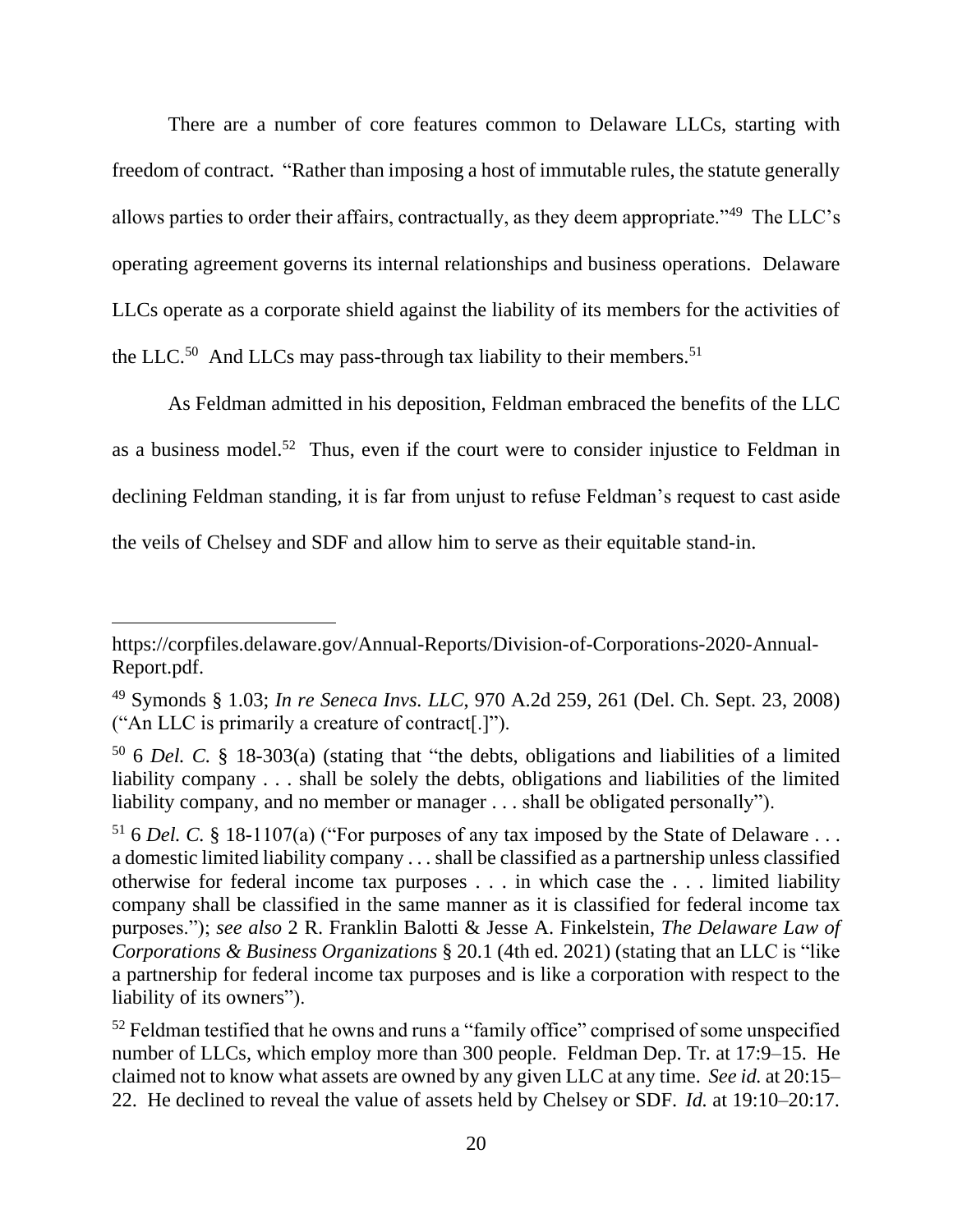There are a number of core features common to Delaware LLCs, starting with freedom of contract. "Rather than imposing a host of immutable rules, the statute generally allows parties to order their affairs, contractually, as they deem appropriate."[49] The LLC's operating agreement governs its internal relationships and business operations. Delaware LLCs operate as a corporate shield against the liability of its members for the activities of the LLC.[50] And LLCs may pass-through tax liability to their members.[51]

As Feldman admitted in his deposition, Feldman embraced the benefits of the LLC as a business model.[52] Thus, even if the court were to consider injustice to Feldman in declining Feldman standing, it is far from unjust to refuse Feldman's request to cast aside the veils of Chelsey and SDF and allow him to serve as their equitable stand-in.

---

https://corpfiles.delaware.gov/Annual-Reports/Division-of-Corporations-2020-Annual-Report.pdf.

[49] Symonds § 1.03; *In re Seneca Invs. LLC*, 970 A.2d 259, 261 (Del. Ch. Sept. 23, 2008) ("An LLC is primarily a creature of contract[.]").

[50] 6 *Del. C.* § 18-303(a) (stating that "the debts, obligations and liabilities of a limited liability company . . . shall be solely the debts, obligations and liabilities of the limited liability company, and no member or manager . . . shall be obligated personally").

[51] 6 *Del. C.* § 18-1107(a) ("For purposes of any tax imposed by the State of Delaware . . . a domestic limited liability company . . . shall be classified as a partnership unless classified otherwise for federal income tax purposes . . . in which case the . . . limited liability company shall be classified in the same manner as it is classified for federal income tax purposes."); *see also* 2 R. Franklin Balotti & Jesse A. Finkelstein, *The Delaware Law of Corporations & Business Organizations* § 20.1 (4th ed. 2021) (stating that an LLC is "like a partnership for federal income tax purposes and is like a corporation with respect to the liability of its owners").

[52] Feldman testified that he owns and runs a "family office" comprised of some unspecified number of LLCs, which employ more than 300 people. Feldman Dep. Tr. at 17:9–15. He claimed not to know what assets are owned by any given LLC at any time. *See id.* at 20:15–22. He declined to reveal the value of assets held by Chelsey or SDF. *Id.* at 19:10–20:17.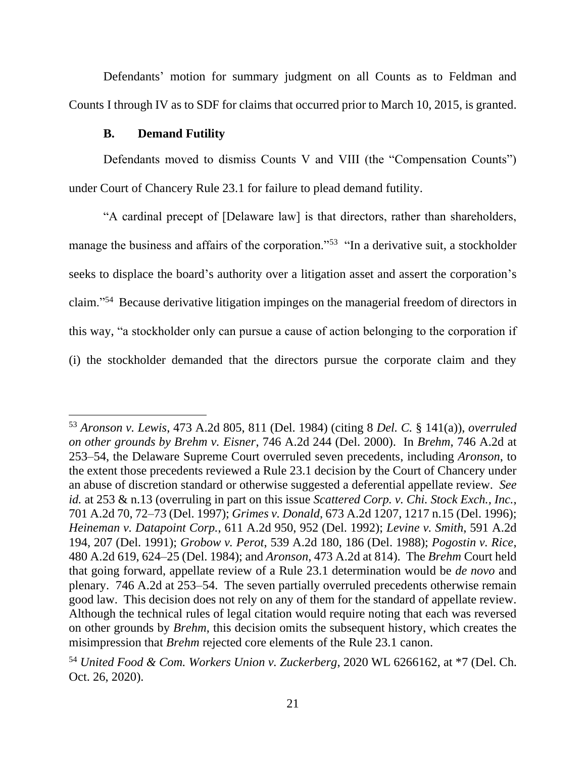Defendants' motion for summary judgment on all Counts as to Feldman and Counts I through IV as to SDF for claims that occurred prior to March 10, 2015, is granted.

### B. Demand Futility

Defendants moved to dismiss Counts V and VIII (the "Compensation Counts") under Court of Chancery Rule 23.1 for failure to plead demand futility.

"A cardinal precept of [Delaware law] is that directors, rather than shareholders, manage the business and affairs of the corporation."[53] "In a derivative suit, a stockholder seeks to displace the board's authority over a litigation asset and assert the corporation's claim."[54] Because derivative litigation impinges on the managerial freedom of directors in this way, "a stockholder only can pursue a cause of action belonging to the corporation if (i) the stockholder demanded that the directors pursue the corporate claim and they

---

[53] *Aronson v. Lewis*, 473 A.2d 805, 811 (Del. 1984) (citing 8 *Del. C.* § 141(a)), *overruled on other grounds by Brehm v. Eisner*, 746 A.2d 244 (Del. 2000). In *Brehm*, 746 A.2d at 253–54, the Delaware Supreme Court overruled seven precedents, including *Aronson*, to the extent those precedents reviewed a Rule 23.1 decision by the Court of Chancery under an abuse of discretion standard or otherwise suggested a deferential appellate review. *See id.* at 253 & n.13 (overruling in part on this issue *Scattered Corp. v. Chi. Stock Exch., Inc.*, 701 A.2d 70, 72–73 (Del. 1997); *Grimes v. Donald*, 673 A.2d 1207, 1217 n.15 (Del. 1996); *Heineman v. Datapoint Corp.*, 611 A.2d 950, 952 (Del. 1992); *Levine v. Smith*, 591 A.2d 194, 207 (Del. 1991); *Grobow v. Perot*, 539 A.2d 180, 186 (Del. 1988); *Pogostin v. Rice*, 480 A.2d 619, 624–25 (Del. 1984); and *Aronson*, 473 A.2d at 814). The *Brehm* Court held that going forward, appellate review of a Rule 23.1 determination would be *de novo* and plenary. 746 A.2d at 253–54. The seven partially overruled precedents otherwise remain good law. This decision does not rely on any of them for the standard of appellate review. Although the technical rules of legal citation would require noting that each was reversed on other grounds by *Brehm*, this decision omits the subsequent history, which creates the misimpression that *Brehm* rejected core elements of the Rule 23.1 canon.

[54] *United Food & Com. Workers Union v. Zuckerberg*, 2020 WL 6266162, at *7 (Del. Ch. Oct. 26, 2020).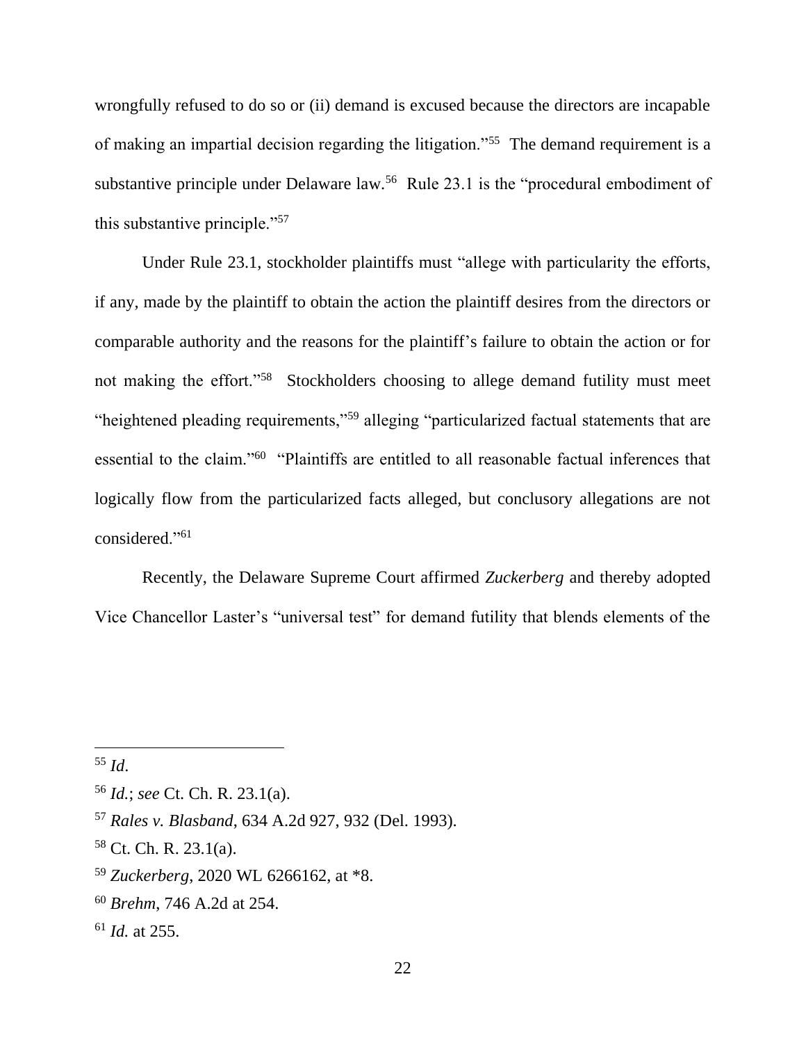wrongfully refused to do so or (ii) demand is excused because the directors are incapable of making an impartial decision regarding the litigation."[55] The demand requirement is a substantive principle under Delaware law.[56] Rule 23.1 is the "procedural embodiment of this substantive principle."[57]

Under Rule 23.1, stockholder plaintiffs must "allege with particularity the efforts, if any, made by the plaintiff to obtain the action the plaintiff desires from the directors or comparable authority and the reasons for the plaintiff's failure to obtain the action or for not making the effort."[58] Stockholders choosing to allege demand futility must meet "heightened pleading requirements,"[59] alleging "particularized factual statements that are essential to the claim."[60] "Plaintiffs are entitled to all reasonable factual inferences that logically flow from the particularized facts alleged, but conclusory allegations are not considered."[61]

Recently, the Delaware Supreme Court affirmed *Zuckerberg* and thereby adopted Vice Chancellor Laster's "universal test" for demand futility that blends elements of the

---

[55] *Id*.

[56] *Id.*; *see* Ct. Ch. R. 23.1(a).

[57] *Rales v. Blasband*, 634 A.2d 927, 932 (Del. 1993).

[58] Ct. Ch. R. 23.1(a).

[59] *Zuckerberg*, 2020 WL 6266162, at *8.

[60] *Brehm*, 746 A.2d at 254.

[61] *Id.* at 255.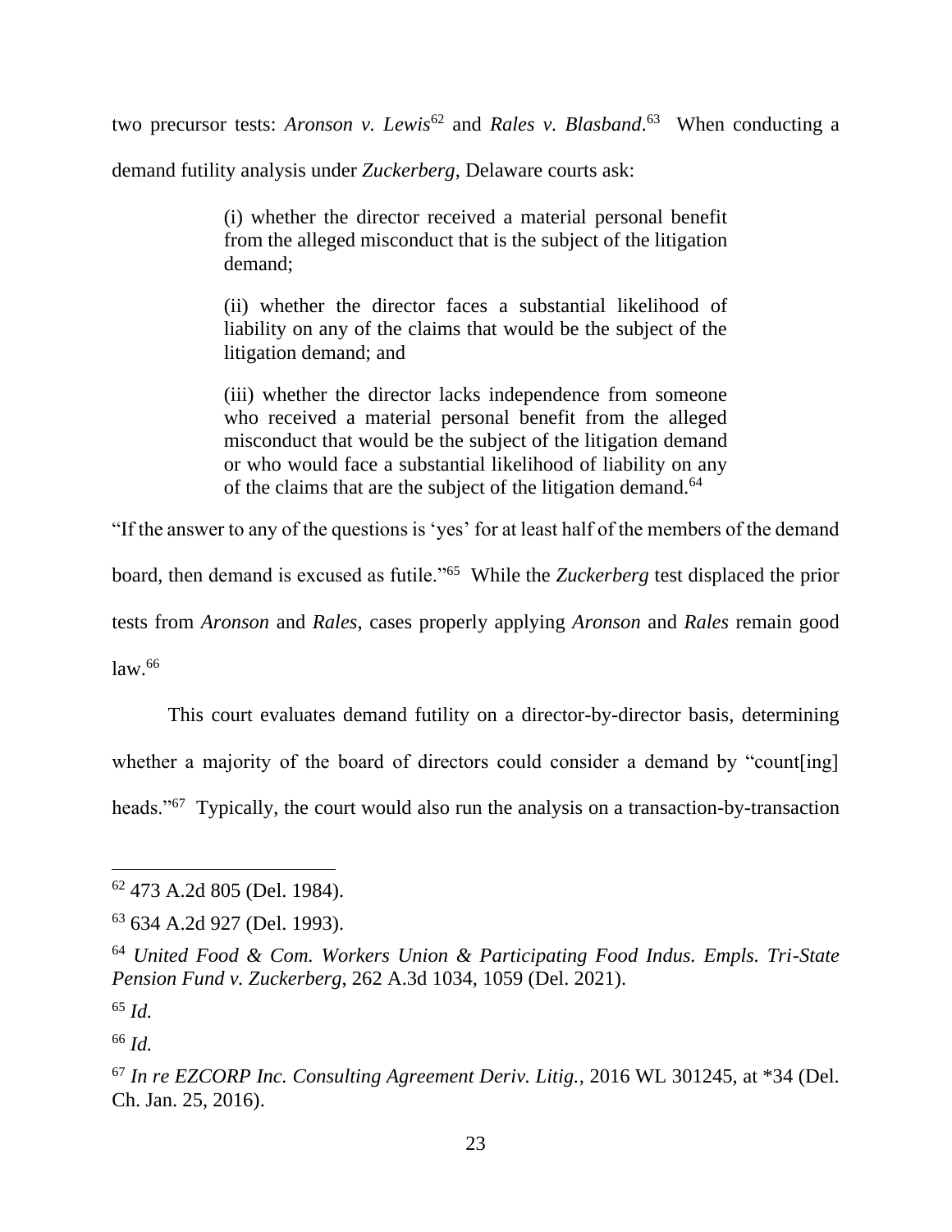two precursor tests: *Aronson v. Lewis*[62] and *Rales v. Blasband*.[63] When conducting a demand futility analysis under *Zuckerberg*, Delaware courts ask:

> (i) whether the director received a material personal benefit from the alleged misconduct that is the subject of the litigation demand;
>
> (ii) whether the director faces a substantial likelihood of liability on any of the claims that would be the subject of the litigation demand; and
>
> (iii) whether the director lacks independence from someone who received a material personal benefit from the alleged misconduct that would be the subject of the litigation demand or who would face a substantial likelihood of liability on any of the claims that are the subject of the litigation demand.[64]

"If the answer to any of the questions is 'yes' for at least half of the members of the demand board, then demand is excused as futile."[65] While the *Zuckerberg* test displaced the prior tests from *Aronson* and *Rales*, cases properly applying *Aronson* and *Rales* remain good law.[66]

This court evaluates demand futility on a director-by-director basis, determining whether a majority of the board of directors could consider a demand by "count[ing] heads."[67] Typically, the court would also run the analysis on a transaction-by-transaction

---

[62] 473 A.2d 805 (Del. 1984).

[63] 634 A.2d 927 (Del. 1993).

[64] *United Food & Com. Workers Union & Participating Food Indus. Empls. Tri-State Pension Fund v. Zuckerberg*, 262 A.3d 1034, 1059 (Del. 2021).

[65] *Id.*

[66] *Id.*

[67] *In re EZCORP Inc. Consulting Agreement Deriv. Litig.*, 2016 WL 301245, at *34 (Del. Ch. Jan. 25, 2016).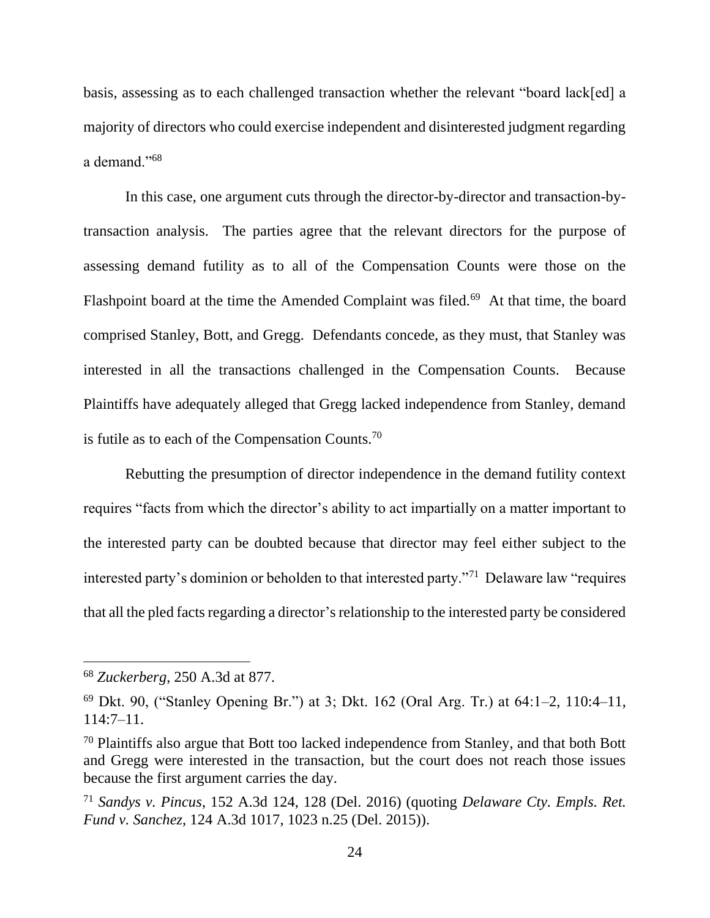basis, assessing as to each challenged transaction whether the relevant "board lack[ed] a majority of directors who could exercise independent and disinterested judgment regarding a demand."[68]

In this case, one argument cuts through the director-by-director and transaction-by-transaction analysis. The parties agree that the relevant directors for the purpose of assessing demand futility as to all of the Compensation Counts were those on the Flashpoint board at the time the Amended Complaint was filed.[69] At that time, the board comprised Stanley, Bott, and Gregg. Defendants concede, as they must, that Stanley was interested in all the transactions challenged in the Compensation Counts. Because Plaintiffs have adequately alleged that Gregg lacked independence from Stanley, demand is futile as to each of the Compensation Counts.[70]

Rebutting the presumption of director independence in the demand futility context requires "facts from which the director's ability to act impartially on a matter important to the interested party can be doubted because that director may feel either subject to the interested party's dominion or beholden to that interested party."[71] Delaware law "requires that all the pled facts regarding a director's relationship to the interested party be considered

---

[68] *Zuckerberg*, 250 A.3d at 877.

[69] Dkt. 90, ("Stanley Opening Br.") at 3; Dkt. 162 (Oral Arg. Tr.) at 64:1–2, 110:4–11, 114:7–11.

[70] Plaintiffs also argue that Bott too lacked independence from Stanley, and that both Bott and Gregg were interested in the transaction, but the court does not reach those issues because the first argument carries the day.

[71] *Sandys v. Pincus*, 152 A.3d 124, 128 (Del. 2016) (quoting *Delaware Cty. Empls. Ret. Fund v. Sanchez*, 124 A.3d 1017, 1023 n.25 (Del. 2015)).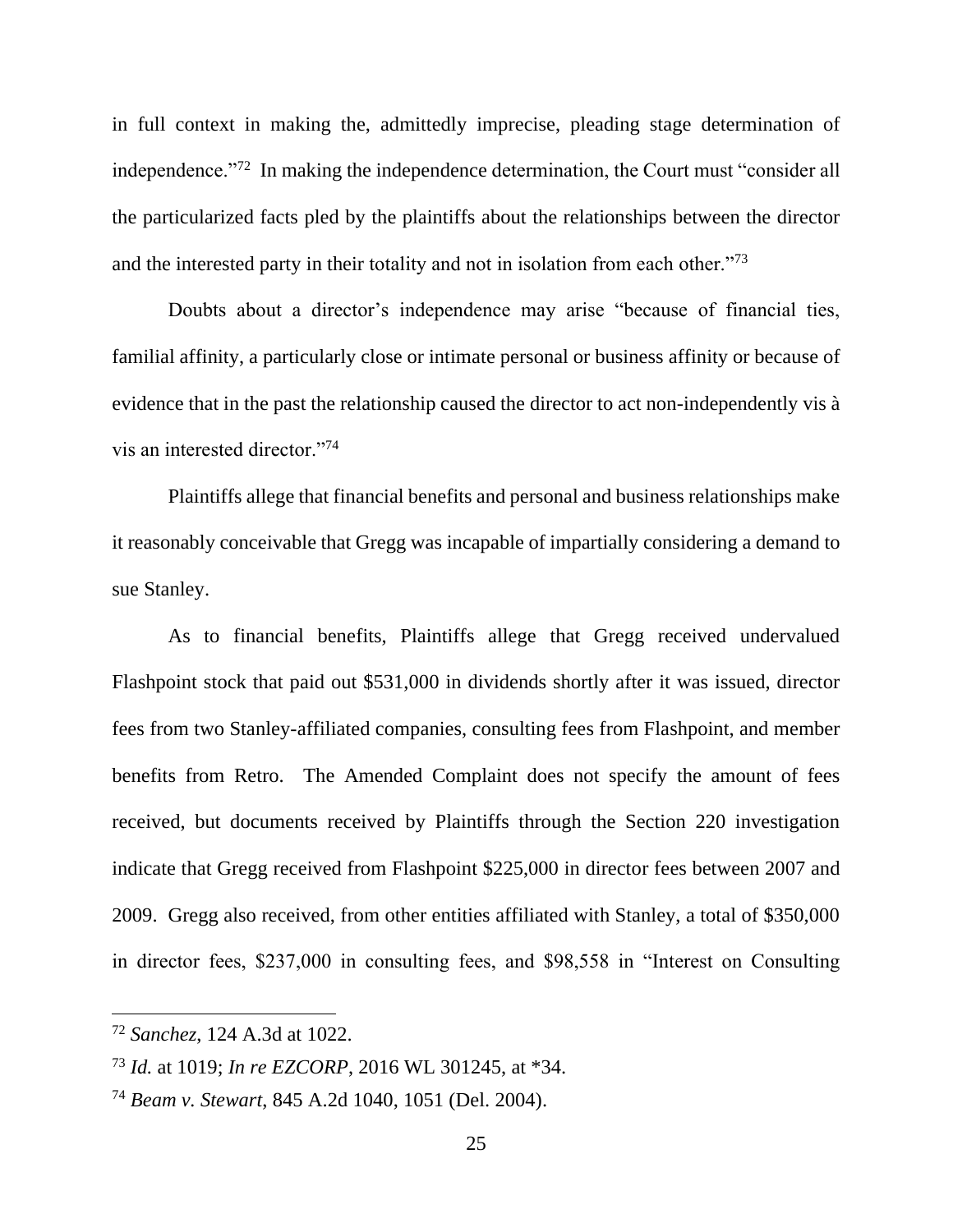in full context in making the, admittedly imprecise, pleading stage determination of independence."[72] In making the independence determination, the Court must "consider all the particularized facts pled by the plaintiffs about the relationships between the director and the interested party in their totality and not in isolation from each other."[73]

Doubts about a director's independence may arise "because of financial ties, familial affinity, a particularly close or intimate personal or business affinity or because of evidence that in the past the relationship caused the director to act non-independently vis à vis an interested director."[74]

Plaintiffs allege that financial benefits and personal and business relationships make it reasonably conceivable that Gregg was incapable of impartially considering a demand to sue Stanley.

As to financial benefits, Plaintiffs allege that Gregg received undervalued Flashpoint stock that paid out $531,000 in dividends shortly after it was issued, director fees from two Stanley-affiliated companies, consulting fees from Flashpoint, and member benefits from Retro. The Amended Complaint does not specify the amount of fees received, but documents received by Plaintiffs through the Section 220 investigation indicate that Gregg received from Flashpoint $225,000 in director fees between 2007 and 2009. Gregg also received, from other entities affiliated with Stanley, a total of $350,000 in director fees, $237,000 in consulting fees, and $98,558 in "Interest on Consulting

---

[72] *Sanchez*, 124 A.3d at 1022.

[73] *Id.* at 1019; *In re EZCORP*, 2016 WL 301245, at *34.

[74] *Beam v. Stewart*, 845 A.2d 1040, 1051 (Del. 2004).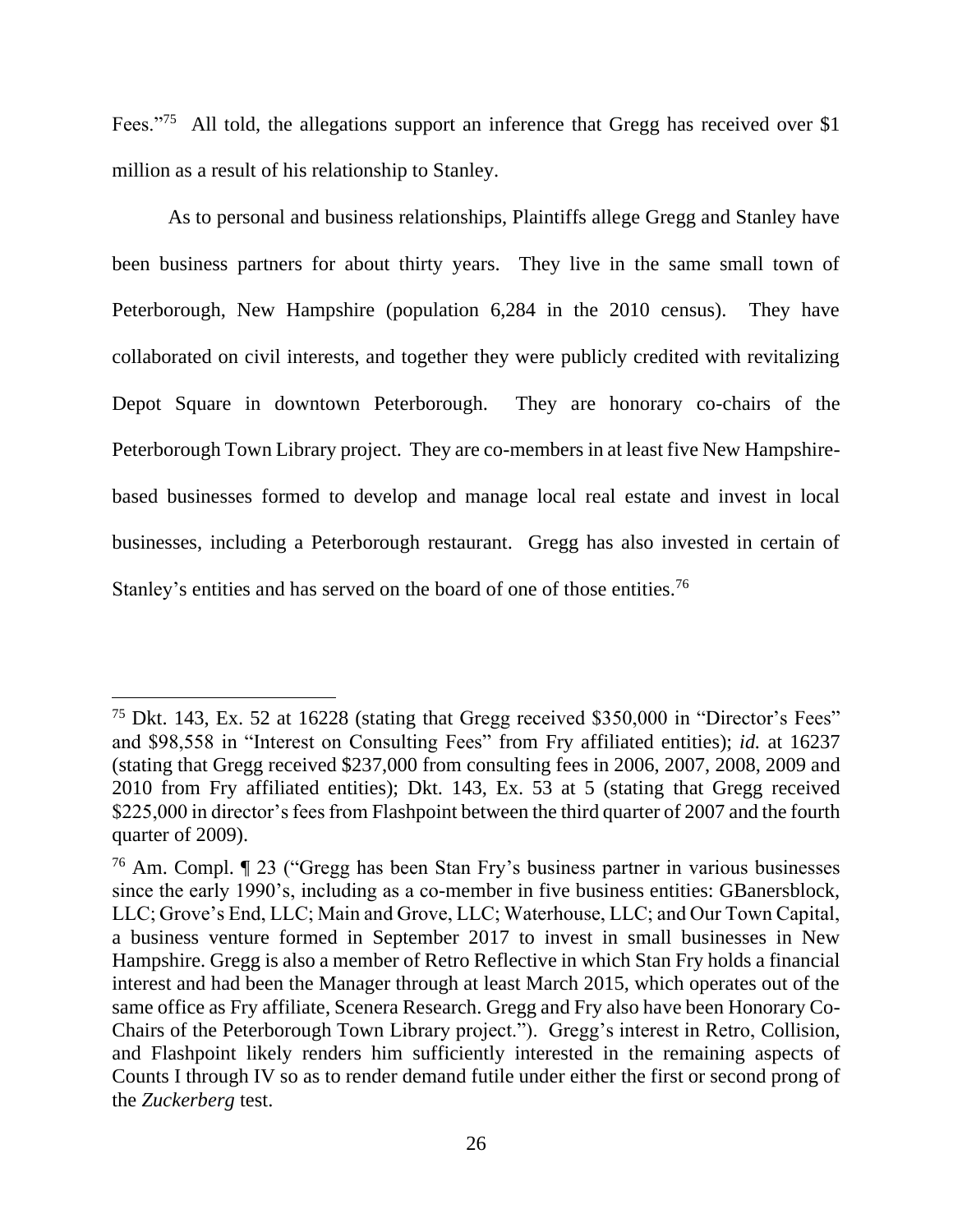Fees."[75] All told, the allegations support an inference that Gregg has received over $1 million as a result of his relationship to Stanley.

As to personal and business relationships, Plaintiffs allege Gregg and Stanley have been business partners for about thirty years. They live in the same small town of Peterborough, New Hampshire (population 6,284 in the 2010 census). They have collaborated on civil interests, and together they were publicly credited with revitalizing Depot Square in downtown Peterborough. They are honorary co-chairs of the Peterborough Town Library project. They are co-members in at least five New Hampshire-based businesses formed to develop and manage local real estate and invest in local businesses, including a Peterborough restaurant. Gregg has also invested in certain of Stanley's entities and has served on the board of one of those entities.[76]

---

[75] Dkt. 143, Ex. 52 at 16228 (stating that Gregg received $350,000 in "Director's Fees" and $98,558 in "Interest on Consulting Fees" from Fry affiliated entities); *id.* at 16237 (stating that Gregg received $237,000 from consulting fees in 2006, 2007, 2008, 2009 and 2010 from Fry affiliated entities); Dkt. 143, Ex. 53 at 5 (stating that Gregg received $225,000 in director's fees from Flashpoint between the third quarter of 2007 and the fourth quarter of 2009).

[76] Am. Compl. ¶ 23 ("Gregg has been Stan Fry's business partner in various businesses since the early 1990's, including as a co-member in five business entities: GBanersblock, LLC; Grove's End, LLC; Main and Grove, LLC; Waterhouse, LLC; and Our Town Capital, a business venture formed in September 2017 to invest in small businesses in New Hampshire. Gregg is also a member of Retro Reflective in which Stan Fry holds a financial interest and had been the Manager through at least March 2015, which operates out of the same office as Fry affiliate, Scenera Research. Gregg and Fry also have been Honorary Co-Chairs of the Peterborough Town Library project."). Gregg's interest in Retro, Collision, and Flashpoint likely renders him sufficiently interested in the remaining aspects of Counts I through IV so as to render demand futile under either the first or second prong of the *Zuckerberg* test.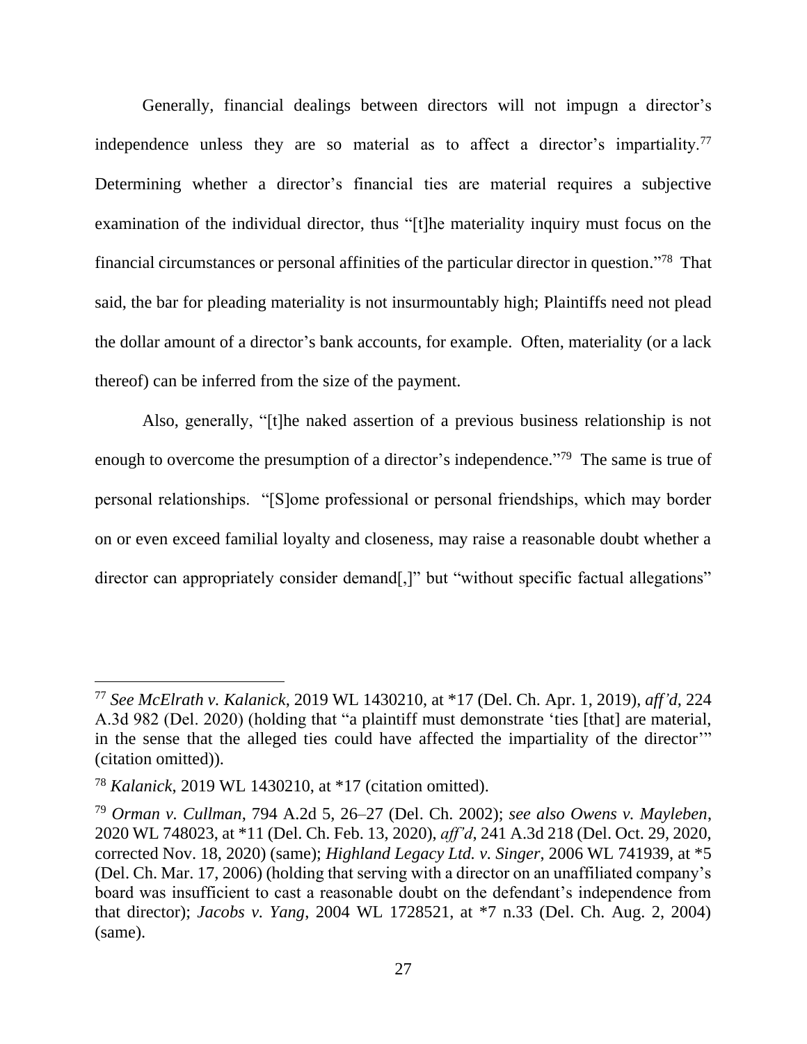Generally, financial dealings between directors will not impugn a director's independence unless they are so material as to affect a director's impartiality.[77] Determining whether a director's financial ties are material requires a subjective examination of the individual director, thus "[t]he materiality inquiry must focus on the financial circumstances or personal affinities of the particular director in question."[78] That said, the bar for pleading materiality is not insurmountably high; Plaintiffs need not plead the dollar amount of a director's bank accounts, for example. Often, materiality (or a lack thereof) can be inferred from the size of the payment.

Also, generally, "[t]he naked assertion of a previous business relationship is not enough to overcome the presumption of a director's independence."[79] The same is true of personal relationships. "[S]ome professional or personal friendships, which may border on or even exceed familial loyalty and closeness, may raise a reasonable doubt whether a director can appropriately consider demand[,]" but "without specific factual allegations"

---

[77] *See McElrath v. Kalanick*, 2019 WL 1430210, at *17 (Del. Ch. Apr. 1, 2019), *aff'd*, 224 A.3d 982 (Del. 2020) (holding that "a plaintiff must demonstrate 'ties [that] are material, in the sense that the alleged ties could have affected the impartiality of the director'" (citation omitted)).

[78] *Kalanick*, 2019 WL 1430210, at *17 (citation omitted).

[79] *Orman v. Cullman*, 794 A.2d 5, 26–27 (Del. Ch. 2002); *see also Owens v. Mayleben*, 2020 WL 748023, at *11 (Del. Ch. Feb. 13, 2020), *aff'd*, 241 A.3d 218 (Del. Oct. 29, 2020, corrected Nov. 18, 2020) (same); *Highland Legacy Ltd. v. Singer*, 2006 WL 741939, at *5 (Del. Ch. Mar. 17, 2006) (holding that serving with a director on an unaffiliated company's board was insufficient to cast a reasonable doubt on the defendant's independence from that director); *Jacobs v. Yang*, 2004 WL 1728521, at *7 n.33 (Del. Ch. Aug. 2, 2004) (same).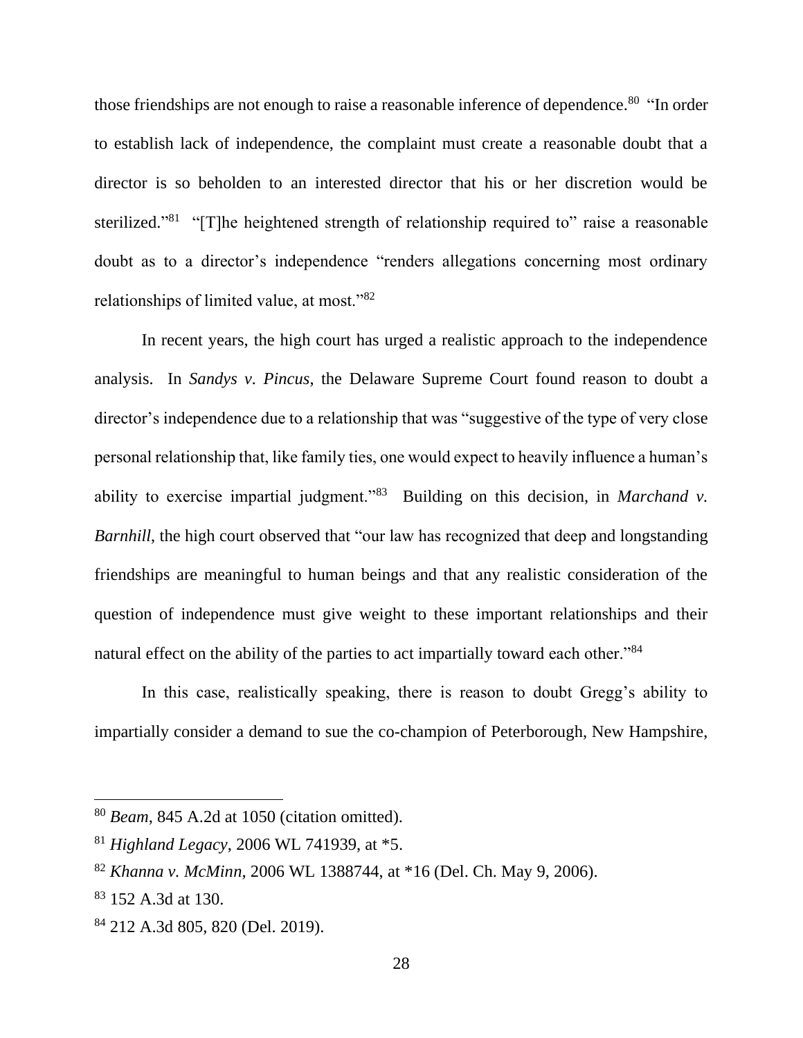those friendships are not enough to raise a reasonable inference of dependence.[80] "In order to establish lack of independence, the complaint must create a reasonable doubt that a director is so beholden to an interested director that his or her discretion would be sterilized."[81] "[T]he heightened strength of relationship required to" raise a reasonable doubt as to a director's independence "renders allegations concerning most ordinary relationships of limited value, at most."[82]

In recent years, the high court has urged a realistic approach to the independence analysis. In *Sandys v. Pincus*, the Delaware Supreme Court found reason to doubt a director's independence due to a relationship that was "suggestive of the type of very close personal relationship that, like family ties, one would expect to heavily influence a human's ability to exercise impartial judgment."[83] Building on this decision, in *Marchand v. Barnhill*, the high court observed that "our law has recognized that deep and longstanding friendships are meaningful to human beings and that any realistic consideration of the question of independence must give weight to these important relationships and their natural effect on the ability of the parties to act impartially toward each other."[84]

In this case, realistically speaking, there is reason to doubt Gregg's ability to impartially consider a demand to sue the co-champion of Peterborough, New Hampshire,

---

[80] *Beam*, 845 A.2d at 1050 (citation omitted).

[81] *Highland Legacy*, 2006 WL 741939, at *5.

[82] *Khanna v. McMinn*, 2006 WL 1388744, at *16 (Del. Ch. May 9, 2006).

[83] 152 A.3d at 130.

[84] 212 A.3d 805, 820 (Del. 2019).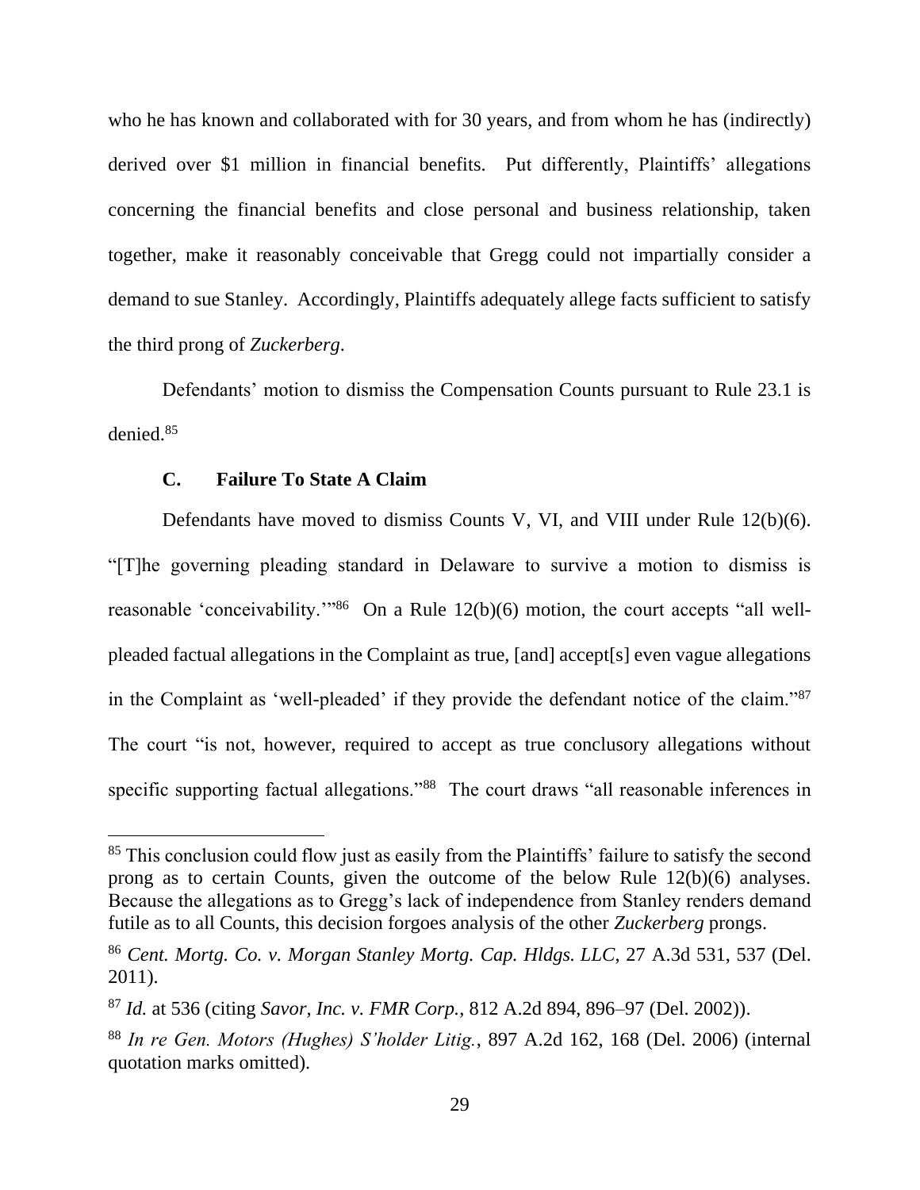who he has known and collaborated with for 30 years, and from whom he has (indirectly) derived over $1 million in financial benefits. Put differently, Plaintiffs' allegations concerning the financial benefits and close personal and business relationship, taken together, make it reasonably conceivable that Gregg could not impartially consider a demand to sue Stanley. Accordingly, Plaintiffs adequately allege facts sufficient to satisfy the third prong of *Zuckerberg*.

Defendants' motion to dismiss the Compensation Counts pursuant to Rule 23.1 is denied.[85]

### C. Failure To State A Claim

Defendants have moved to dismiss Counts V, VI, and VIII under Rule 12(b)(6). "[T]he governing pleading standard in Delaware to survive a motion to dismiss is reasonable 'conceivability.'"[86] On a Rule 12(b)(6) motion, the court accepts "all well-pleaded factual allegations in the Complaint as true, [and] accept[s] even vague allegations in the Complaint as 'well-pleaded' if they provide the defendant notice of the claim."[87] The court "is not, however, required to accept as true conclusory allegations without specific supporting factual allegations."[88] The court draws "all reasonable inferences in

---

[85] This conclusion could flow just as easily from the Plaintiffs' failure to satisfy the second prong as to certain Counts, given the outcome of the below Rule 12(b)(6) analyses. Because the allegations as to Gregg's lack of independence from Stanley renders demand futile as to all Counts, this decision forgoes analysis of the other *Zuckerberg* prongs.

[86] *Cent. Mortg. Co. v. Morgan Stanley Mortg. Cap. Hldgs. LLC*, 27 A.3d 531, 537 (Del. 2011).

[87] *Id.* at 536 (citing *Savor, Inc. v. FMR Corp.*, 812 A.2d 894, 896–97 (Del. 2002)).

[88] *In re Gen. Motors (Hughes) S'holder Litig.*, 897 A.2d 162, 168 (Del. 2006) (internal quotation marks omitted).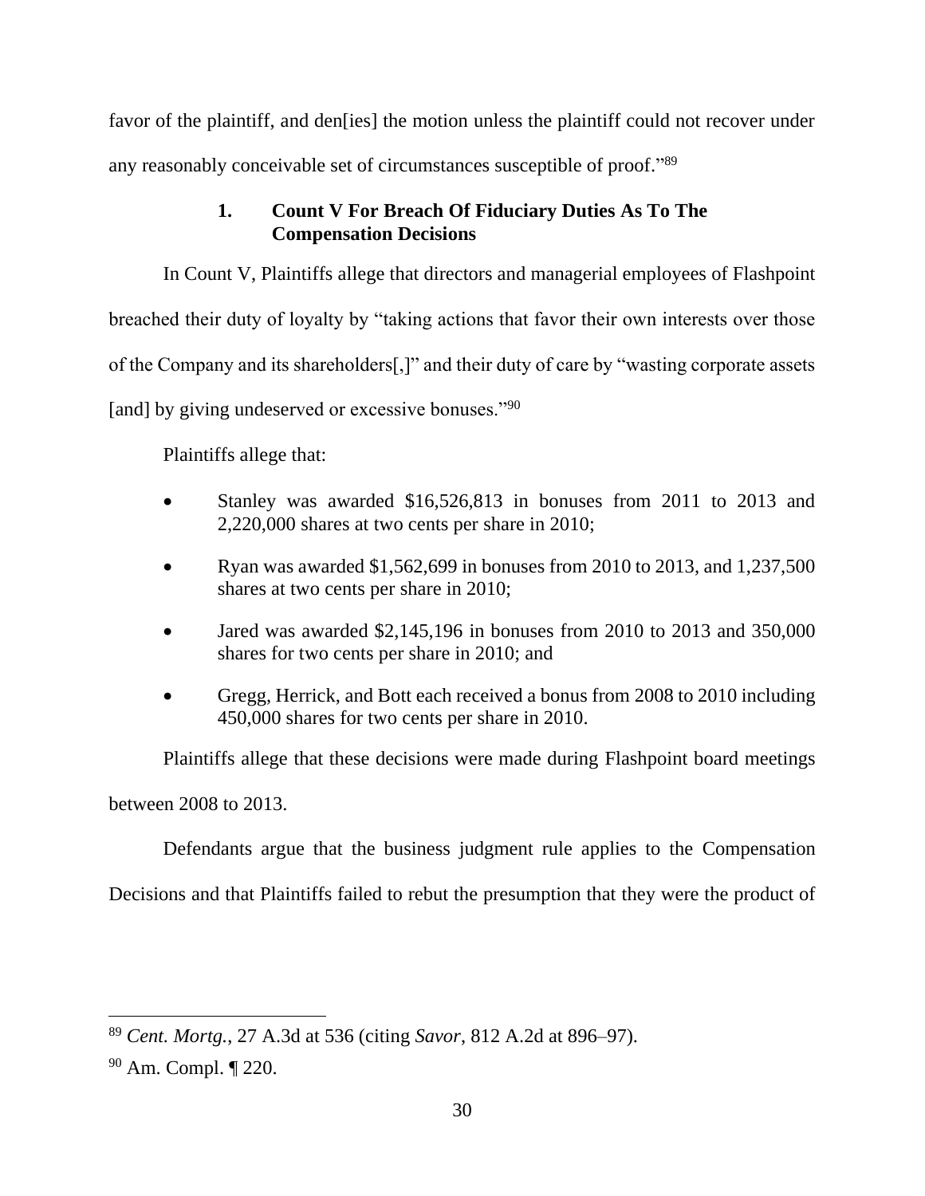favor of the plaintiff, and den[ies] the motion unless the plaintiff could not recover under any reasonably conceivable set of circumstances susceptible of proof."[89]

### 1. Count V For Breach Of Fiduciary Duties As To The Compensation Decisions

In Count V, Plaintiffs allege that directors and managerial employees of Flashpoint breached their duty of loyalty by "taking actions that favor their own interests over those of the Company and its shareholders[,]" and their duty of care by "wasting corporate assets [and] by giving undeserved or excessive bonuses."[90]

Plaintiffs allege that:

- Stanley was awarded $16,526,813 in bonuses from 2011 to 2013 and 2,220,000 shares at two cents per share in 2010;
- Ryan was awarded $1,562,699 in bonuses from 2010 to 2013, and 1,237,500 shares at two cents per share in 2010;
- Jared was awarded $2,145,196 in bonuses from 2010 to 2013 and 350,000 shares for two cents per share in 2010; and
- Gregg, Herrick, and Bott each received a bonus from 2008 to 2010 including 450,000 shares for two cents per share in 2010.

Plaintiffs allege that these decisions were made during Flashpoint board meetings between 2008 to 2013.

Defendants argue that the business judgment rule applies to the Compensation Decisions and that Plaintiffs failed to rebut the presumption that they were the product of

---

[89] *Cent. Mortg.*, 27 A.3d at 536 (citing *Savor*, 812 A.2d at 896–97).

[90] Am. Compl. ¶ 220.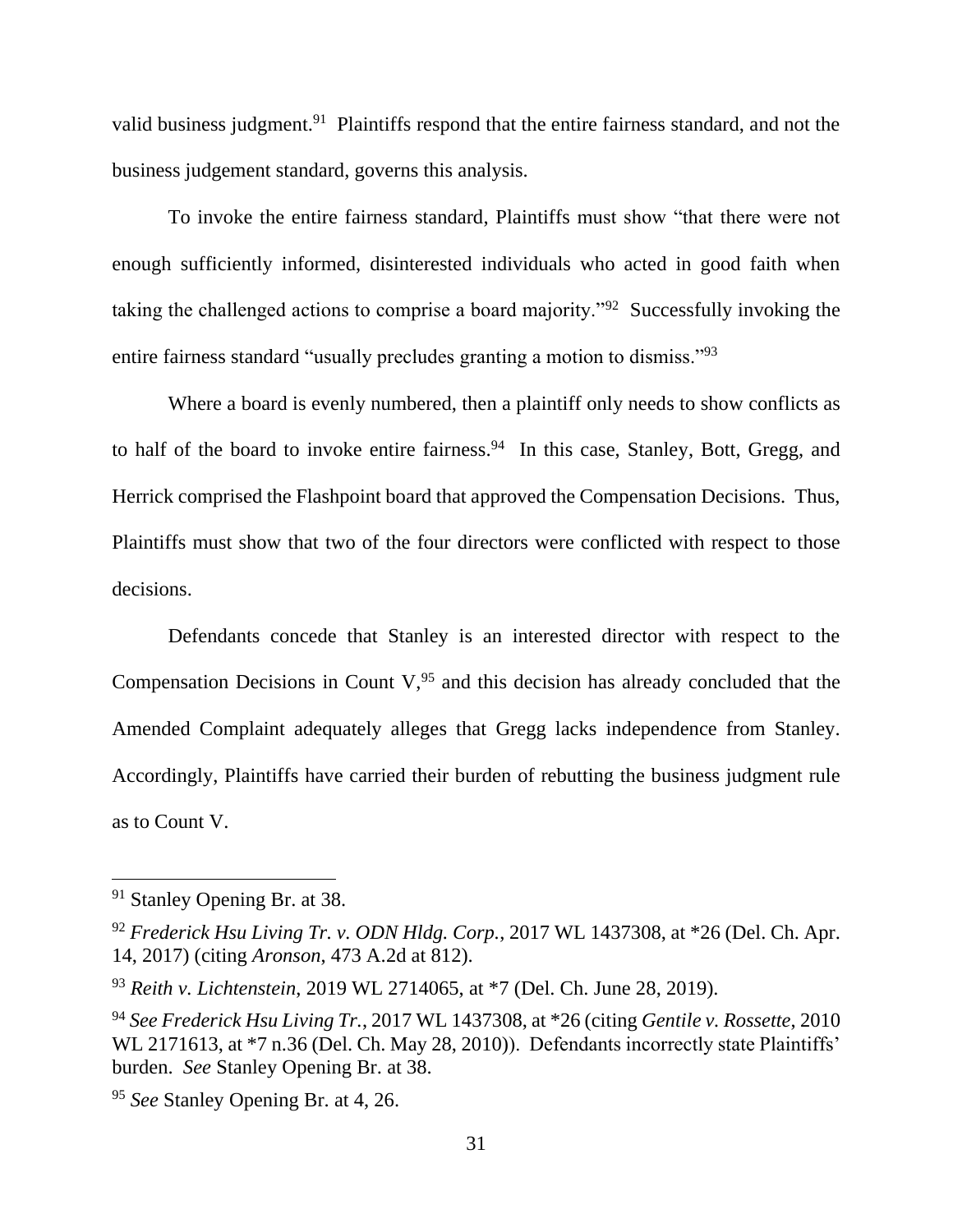valid business judgment.[91] Plaintiffs respond that the entire fairness standard, and not the business judgement standard, governs this analysis.

To invoke the entire fairness standard, Plaintiffs must show "that there were not enough sufficiently informed, disinterested individuals who acted in good faith when taking the challenged actions to comprise a board majority."[92] Successfully invoking the entire fairness standard "usually precludes granting a motion to dismiss."[93]

Where a board is evenly numbered, then a plaintiff only needs to show conflicts as to half of the board to invoke entire fairness.[94] In this case, Stanley, Bott, Gregg, and Herrick comprised the Flashpoint board that approved the Compensation Decisions. Thus, Plaintiffs must show that two of the four directors were conflicted with respect to those decisions.

Defendants concede that Stanley is an interested director with respect to the Compensation Decisions in Count V,[95] and this decision has already concluded that the Amended Complaint adequately alleges that Gregg lacks independence from Stanley. Accordingly, Plaintiffs have carried their burden of rebutting the business judgment rule as to Count V.

---

[91] Stanley Opening Br. at 38.

[92] *Frederick Hsu Living Tr. v. ODN Hldg. Corp.*, 2017 WL 1437308, at *26 (Del. Ch. Apr. 14, 2017) (citing *Aronson*, 473 A.2d at 812).

[93] *Reith v. Lichtenstein*, 2019 WL 2714065, at *7 (Del. Ch. June 28, 2019).

[94] *See Frederick Hsu Living Tr.*, 2017 WL 1437308, at *26 (citing *Gentile v. Rossette*, 2010 WL 2171613, at *7 n.36 (Del. Ch. May 28, 2010)). Defendants incorrectly state Plaintiffs' burden. *See* Stanley Opening Br. at 38.

[95] *See* Stanley Opening Br. at 4, 26.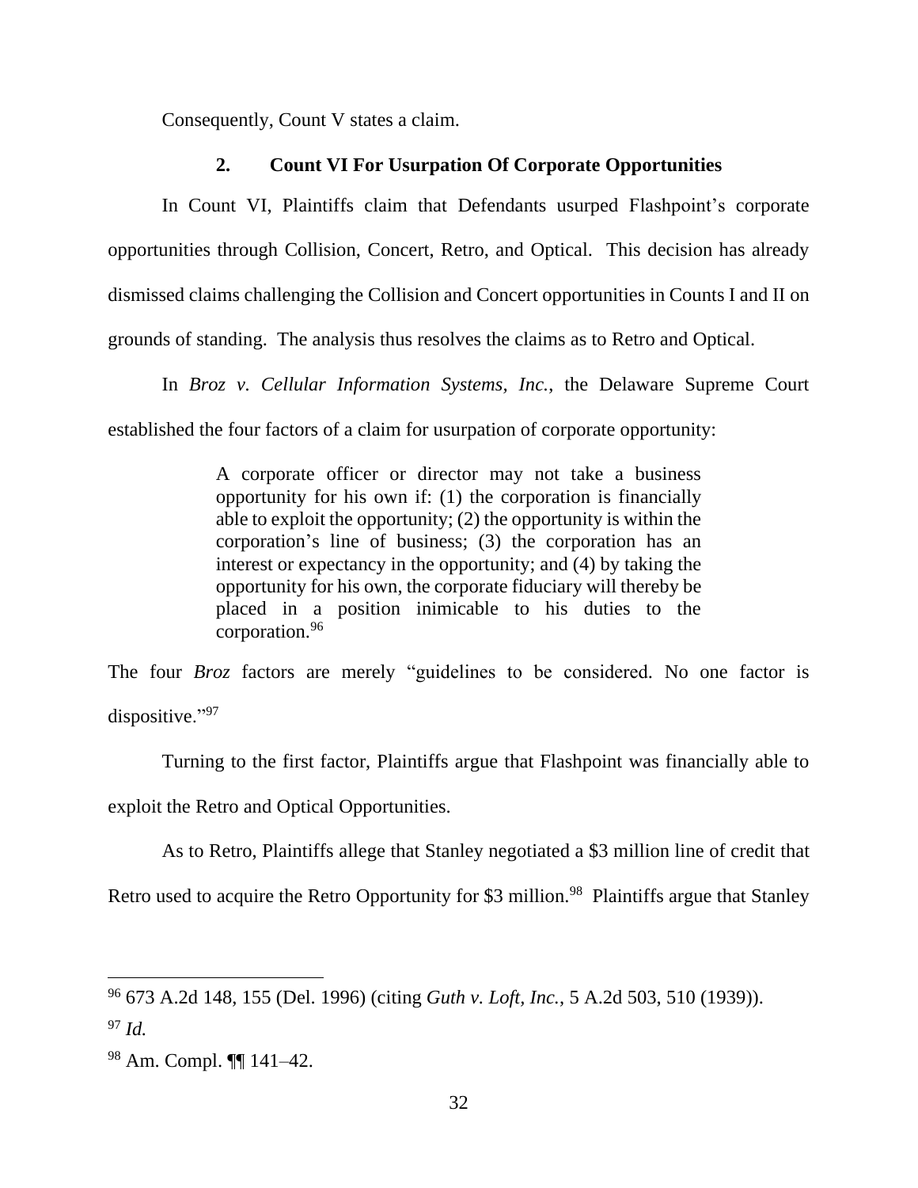Consequently, Count V states a claim.

### 2. Count VI For Usurpation Of Corporate Opportunities

In Count VI, Plaintiffs claim that Defendants usurped Flashpoint's corporate opportunities through Collision, Concert, Retro, and Optical. This decision has already dismissed claims challenging the Collision and Concert opportunities in Counts I and II on grounds of standing. The analysis thus resolves the claims as to Retro and Optical.

In *Broz v. Cellular Information Systems, Inc.*, the Delaware Supreme Court established the four factors of a claim for usurpation of corporate opportunity:

> A corporate officer or director may not take a business opportunity for his own if: (1) the corporation is financially able to exploit the opportunity; (2) the opportunity is within the corporation's line of business; (3) the corporation has an interest or expectancy in the opportunity; and (4) by taking the opportunity for his own, the corporate fiduciary will thereby be placed in a position inimicable to his duties to the corporation.[96]

The four *Broz* factors are merely "guidelines to be considered. No one factor is dispositive."[97]

Turning to the first factor, Plaintiffs argue that Flashpoint was financially able to exploit the Retro and Optical Opportunities.

As to Retro, Plaintiffs allege that Stanley negotiated a \$3 million line of credit that Retro used to acquire the Retro Opportunity for \$3 million.[98] Plaintiffs argue that Stanley

---

[96] 673 A.2d 148, 155 (Del. 1996) (citing *Guth v. Loft, Inc.*, 5 A.2d 503, 510 (1939)).

[97] *Id.*

[98] Am. Compl. ¶¶ 141–42.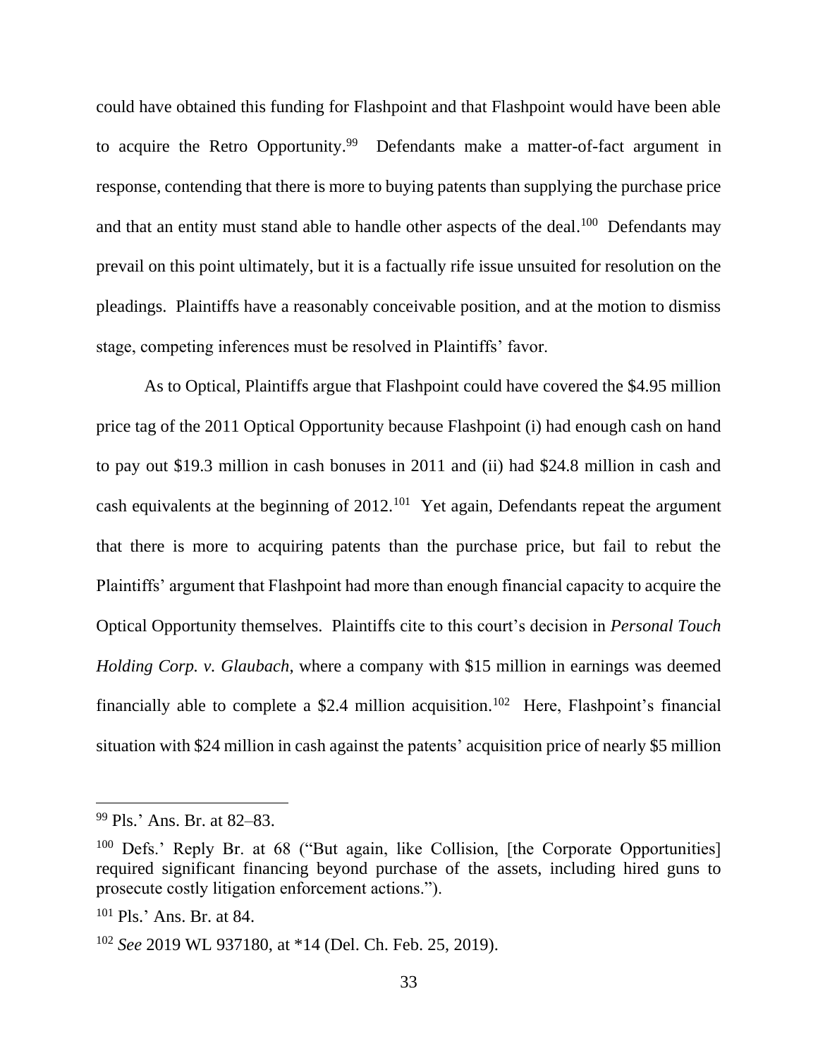could have obtained this funding for Flashpoint and that Flashpoint would have been able to acquire the Retro Opportunity.[99] Defendants make a matter-of-fact argument in response, contending that there is more to buying patents than supplying the purchase price and that an entity must stand able to handle other aspects of the deal.[100] Defendants may prevail on this point ultimately, but it is a factually rife issue unsuited for resolution on the pleadings. Plaintiffs have a reasonably conceivable position, and at the motion to dismiss stage, competing inferences must be resolved in Plaintiffs' favor.

As to Optical, Plaintiffs argue that Flashpoint could have covered the $4.95 million price tag of the 2011 Optical Opportunity because Flashpoint (i) had enough cash on hand to pay out $19.3 million in cash bonuses in 2011 and (ii) had $24.8 million in cash and cash equivalents at the beginning of 2012.[101] Yet again, Defendants repeat the argument that there is more to acquiring patents than the purchase price, but fail to rebut the Plaintiffs' argument that Flashpoint had more than enough financial capacity to acquire the Optical Opportunity themselves. Plaintiffs cite to this court's decision in *Personal Touch Holding Corp. v. Glaubach*, where a company with $15 million in earnings was deemed financially able to complete a $2.4 million acquisition.[102] Here, Flashpoint's financial situation with $24 million in cash against the patents' acquisition price of nearly $5 million

---

[99] Pls.' Ans. Br. at 82–83.

[100] Defs.' Reply Br. at 68 ("But again, like Collision, [the Corporate Opportunities] required significant financing beyond purchase of the assets, including hired guns to prosecute costly litigation enforcement actions.").

[101] Pls.' Ans. Br. at 84.

[102] *See* 2019 WL 937180, at *14 (Del. Ch. Feb. 25, 2019).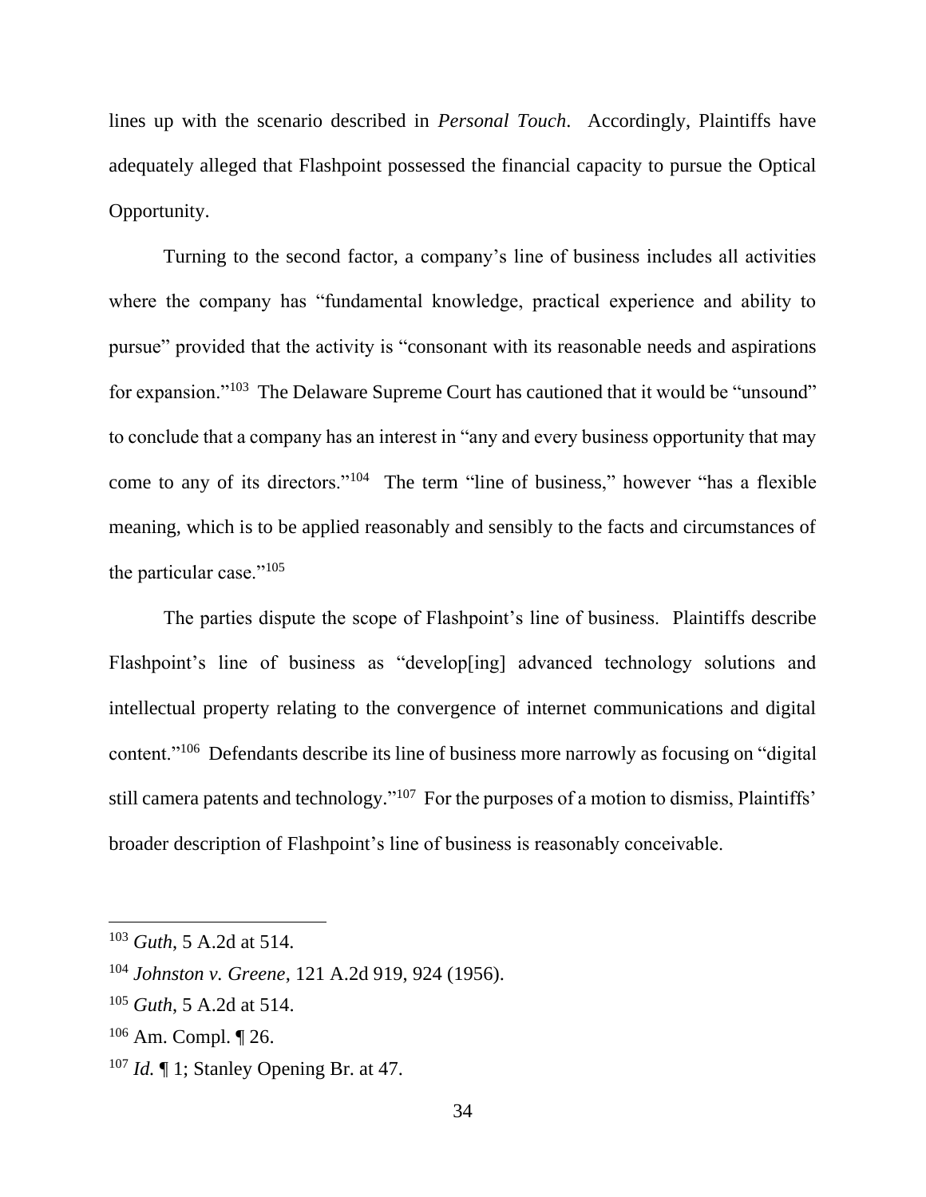lines up with the scenario described in *Personal Touch*. Accordingly, Plaintiffs have adequately alleged that Flashpoint possessed the financial capacity to pursue the Optical Opportunity.

Turning to the second factor, a company's line of business includes all activities where the company has "fundamental knowledge, practical experience and ability to pursue" provided that the activity is "consonant with its reasonable needs and aspirations for expansion."[103] The Delaware Supreme Court has cautioned that it would be "unsound" to conclude that a company has an interest in "any and every business opportunity that may come to any of its directors."[104] The term "line of business," however "has a flexible meaning, which is to be applied reasonably and sensibly to the facts and circumstances of the particular case."[105]

The parties dispute the scope of Flashpoint's line of business. Plaintiffs describe Flashpoint's line of business as "develop[ing] advanced technology solutions and intellectual property relating to the convergence of internet communications and digital content."[106] Defendants describe its line of business more narrowly as focusing on "digital still camera patents and technology."[107] For the purposes of a motion to dismiss, Plaintiffs' broader description of Flashpoint's line of business is reasonably conceivable.

---

[103] *Guth*, 5 A.2d at 514.

[104] *Johnston v. Greene*, 121 A.2d 919, 924 (1956).

[105] *Guth*, 5 A.2d at 514.

[106] Am. Compl. ¶ 26.

[107] *Id.* ¶ 1; Stanley Opening Br. at 47.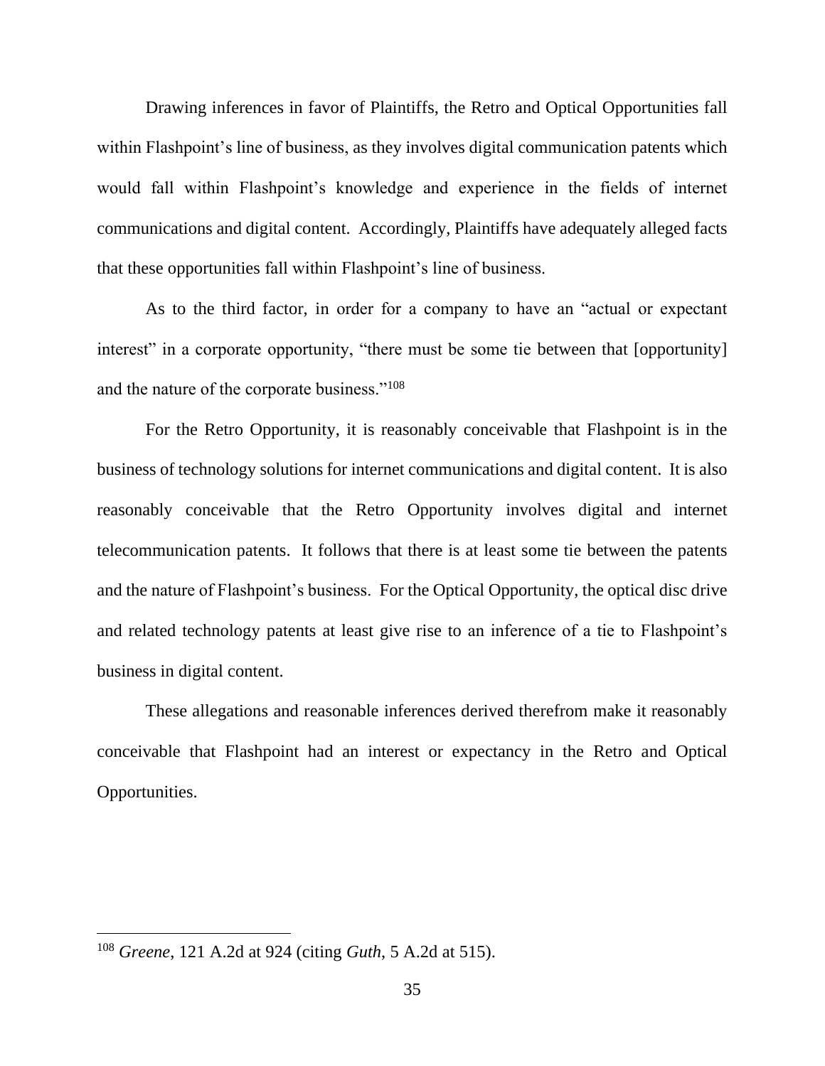Drawing inferences in favor of Plaintiffs, the Retro and Optical Opportunities fall within Flashpoint's line of business, as they involves digital communication patents which would fall within Flashpoint's knowledge and experience in the fields of internet communications and digital content. Accordingly, Plaintiffs have adequately alleged facts that these opportunities fall within Flashpoint's line of business.

As to the third factor, in order for a company to have an "actual or expectant interest" in a corporate opportunity, "there must be some tie between that [opportunity] and the nature of the corporate business."[108]

For the Retro Opportunity, it is reasonably conceivable that Flashpoint is in the business of technology solutions for internet communications and digital content. It is also reasonably conceivable that the Retro Opportunity involves digital and internet telecommunication patents. It follows that there is at least some tie between the patents and the nature of Flashpoint's business. For the Optical Opportunity, the optical disc drive and related technology patents at least give rise to an inference of a tie to Flashpoint's business in digital content.

These allegations and reasonable inferences derived therefrom make it reasonably conceivable that Flashpoint had an interest or expectancy in the Retro and Optical Opportunities.

---

[108] *Greene*, 121 A.2d at 924 (citing *Guth*, 5 A.2d at 515).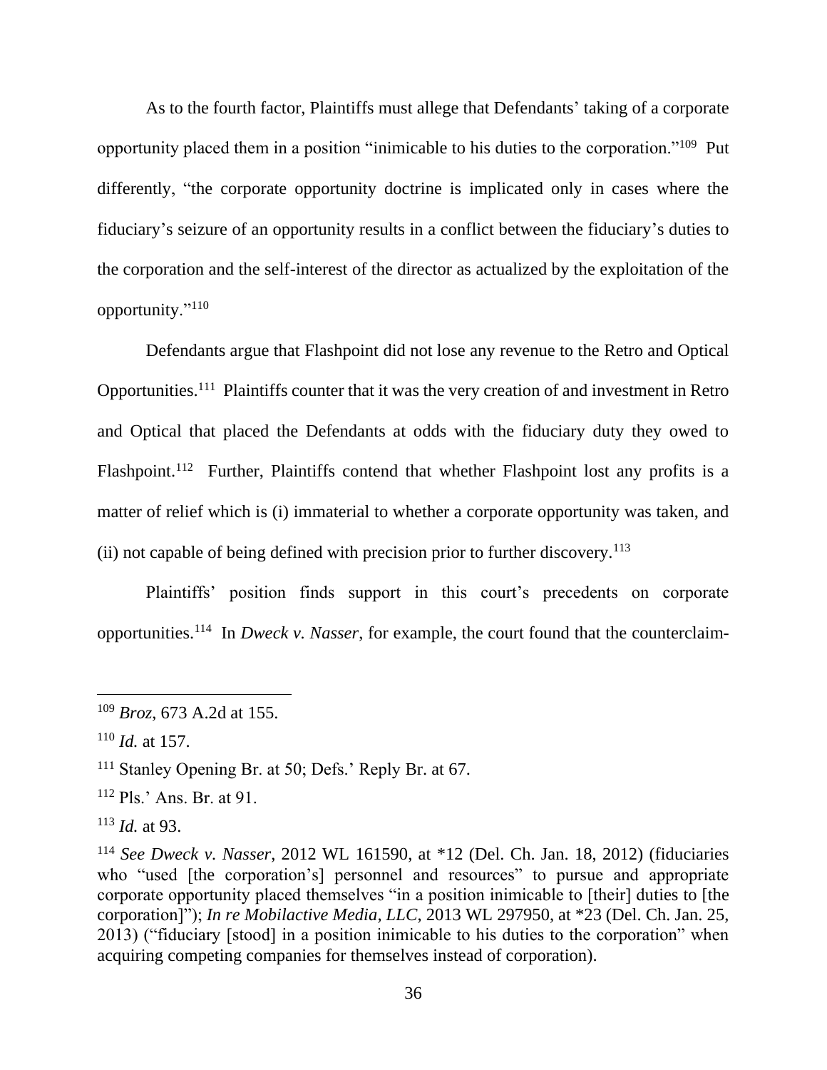As to the fourth factor, Plaintiffs must allege that Defendants' taking of a corporate opportunity placed them in a position "inimicable to his duties to the corporation."[109] Put differently, "the corporate opportunity doctrine is implicated only in cases where the fiduciary's seizure of an opportunity results in a conflict between the fiduciary's duties to the corporation and the self-interest of the director as actualized by the exploitation of the opportunity."[110]

Defendants argue that Flashpoint did not lose any revenue to the Retro and Optical Opportunities.[111] Plaintiffs counter that it was the very creation of and investment in Retro and Optical that placed the Defendants at odds with the fiduciary duty they owed to Flashpoint.[112] Further, Plaintiffs contend that whether Flashpoint lost any profits is a matter of relief which is (i) immaterial to whether a corporate opportunity was taken, and (ii) not capable of being defined with precision prior to further discovery.[113]

Plaintiffs' position finds support in this court's precedents on corporate opportunities.[114] In *Dweck v. Nasser*, for example, the court found that the counterclaim-

---

[109] *Broz*, 673 A.2d at 155.

[110] *Id.* at 157.

[111] Stanley Opening Br. at 50; Defs.' Reply Br. at 67.

[112] Pls.' Ans. Br. at 91.

[113] *Id.* at 93.

[114] *See Dweck v. Nasser*, 2012 WL 161590, at *12 (Del. Ch. Jan. 18, 2012) (fiduciaries who "used [the corporation's] personnel and resources" to pursue and appropriate corporate opportunity placed themselves "in a position inimicable to [their] duties to [the corporation]"); *In re Mobilactive Media, LLC*, 2013 WL 297950, at *23 (Del. Ch. Jan. 25, 2013) ("fiduciary [stood] in a position inimicable to his duties to the corporation" when acquiring competing companies for themselves instead of corporation).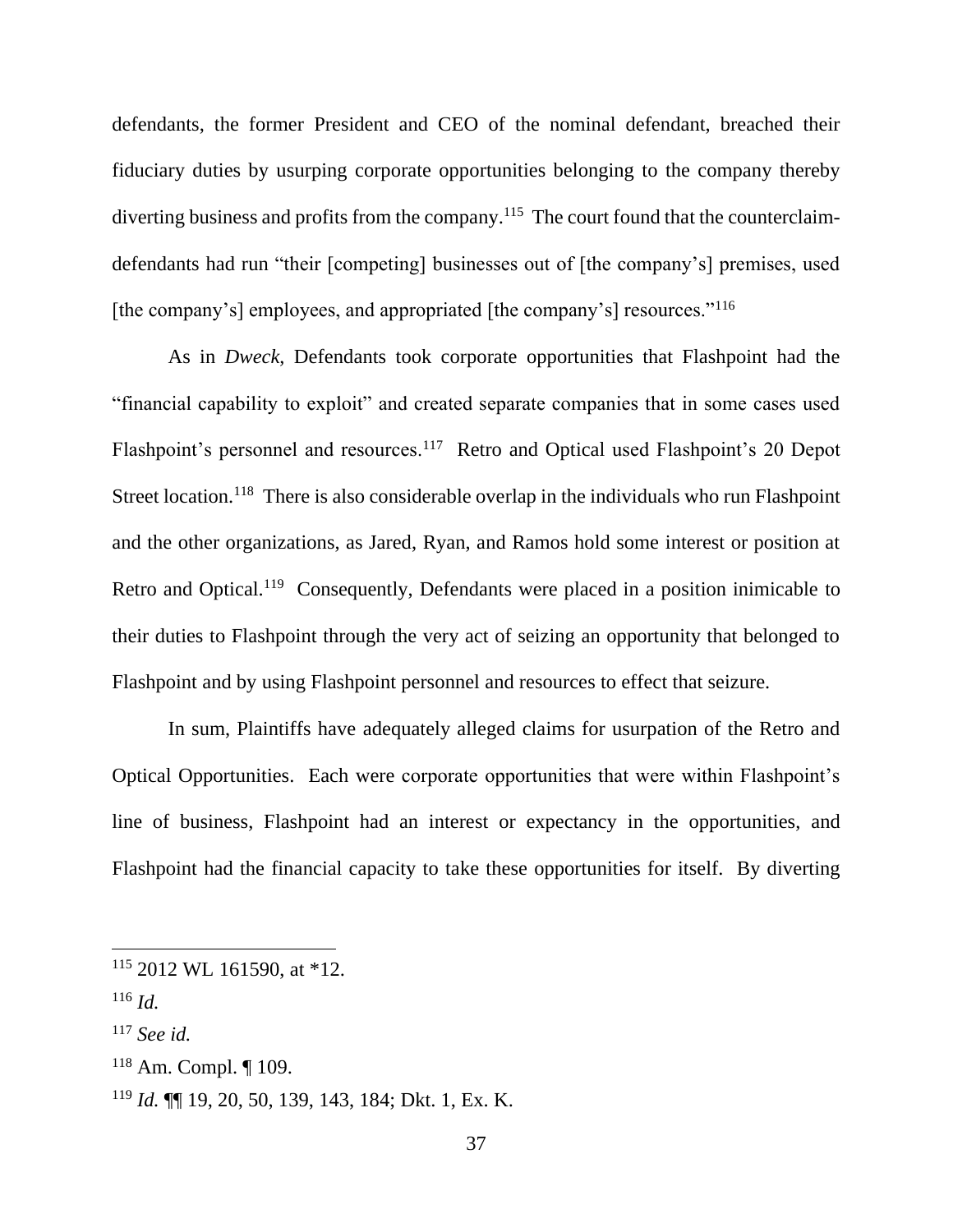defendants, the former President and CEO of the nominal defendant, breached their fiduciary duties by usurping corporate opportunities belonging to the company thereby diverting business and profits from the company.[115] The court found that the counterclaim-defendants had run "their [competing] businesses out of [the company's] premises, used [the company's] employees, and appropriated [the company's] resources."[116]

As in *Dweck*, Defendants took corporate opportunities that Flashpoint had the "financial capability to exploit" and created separate companies that in some cases used Flashpoint's personnel and resources.[117] Retro and Optical used Flashpoint's 20 Depot Street location.[118] There is also considerable overlap in the individuals who run Flashpoint and the other organizations, as Jared, Ryan, and Ramos hold some interest or position at Retro and Optical.[119] Consequently, Defendants were placed in a position inimicable to their duties to Flashpoint through the very act of seizing an opportunity that belonged to Flashpoint and by using Flashpoint personnel and resources to effect that seizure.

In sum, Plaintiffs have adequately alleged claims for usurpation of the Retro and Optical Opportunities. Each were corporate opportunities that were within Flashpoint's line of business, Flashpoint had an interest or expectancy in the opportunities, and Flashpoint had the financial capacity to take these opportunities for itself. By diverting

---

[115] 2012 WL 161590, at *12.

[116] *Id.*

[117] *See id.*

[118] Am. Compl. ¶ 109.

[119] *Id.* ¶¶ 19, 20, 50, 139, 143, 184; Dkt. 1, Ex. K.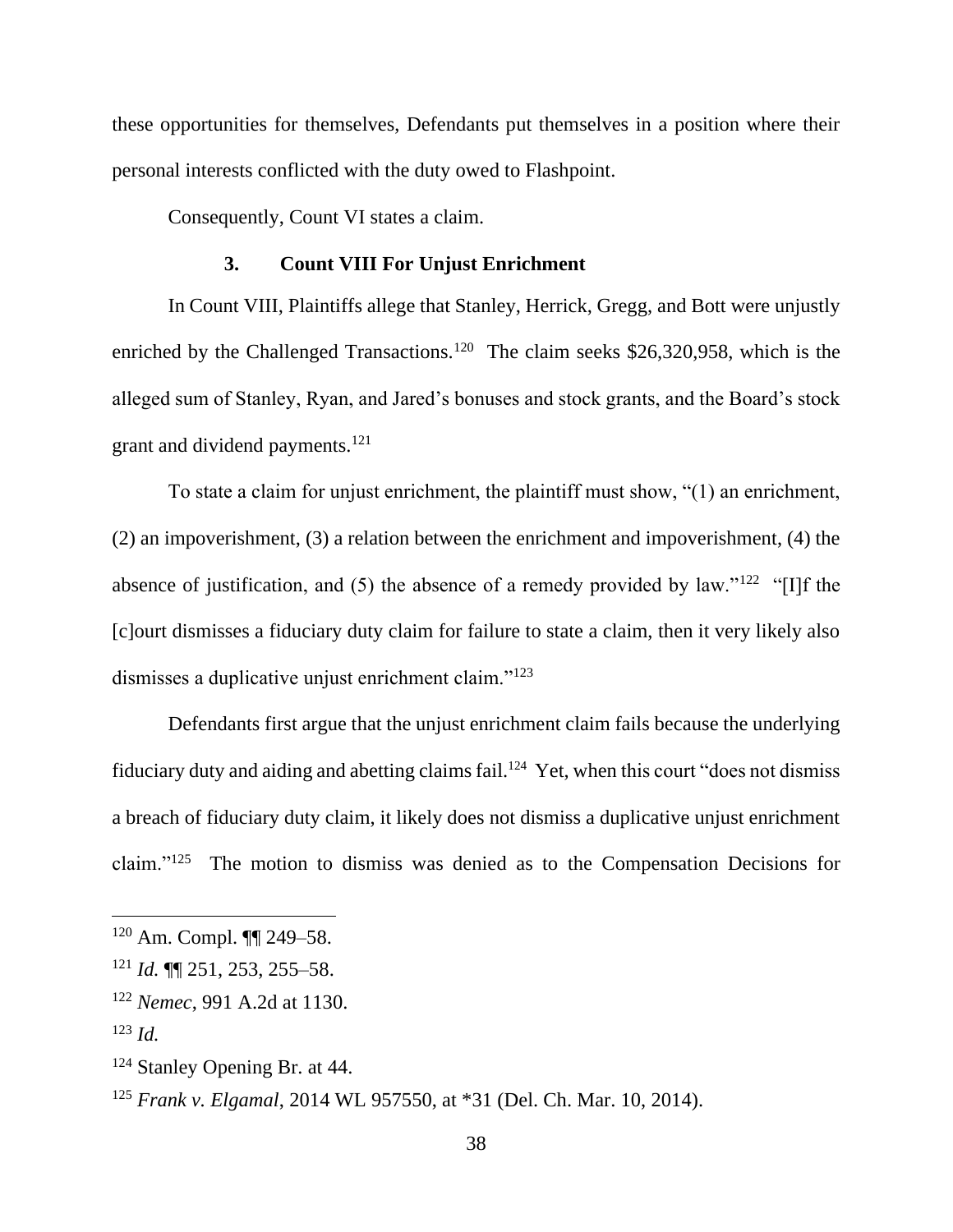these opportunities for themselves, Defendants put themselves in a position where their personal interests conflicted with the duty owed to Flashpoint.

Consequently, Count VI states a claim.

### 3. Count VIII For Unjust Enrichment

In Count VIII, Plaintiffs allege that Stanley, Herrick, Gregg, and Bott were unjustly enriched by the Challenged Transactions.[120] The claim seeks $26,320,958, which is the alleged sum of Stanley, Ryan, and Jared's bonuses and stock grants, and the Board's stock grant and dividend payments.[121]

To state a claim for unjust enrichment, the plaintiff must show, "(1) an enrichment, (2) an impoverishment, (3) a relation between the enrichment and impoverishment, (4) the absence of justification, and (5) the absence of a remedy provided by law."[122] "[I]f the [c]ourt dismisses a fiduciary duty claim for failure to state a claim, then it very likely also dismisses a duplicative unjust enrichment claim."[123]

Defendants first argue that the unjust enrichment claim fails because the underlying fiduciary duty and aiding and abetting claims fail.[124] Yet, when this court "does not dismiss a breach of fiduciary duty claim, it likely does not dismiss a duplicative unjust enrichment claim."[125] The motion to dismiss was denied as to the Compensation Decisions for

---

[120] Am. Compl. ¶¶ 249–58.

[121] *Id.* ¶¶ 251, 253, 255–58.

[122] *Nemec*, 991 A.2d at 1130.

[123] *Id.*

[124] Stanley Opening Br. at 44.

[125] *Frank v. Elgamal*, 2014 WL 957550, at *31 (Del. Ch. Mar. 10, 2014).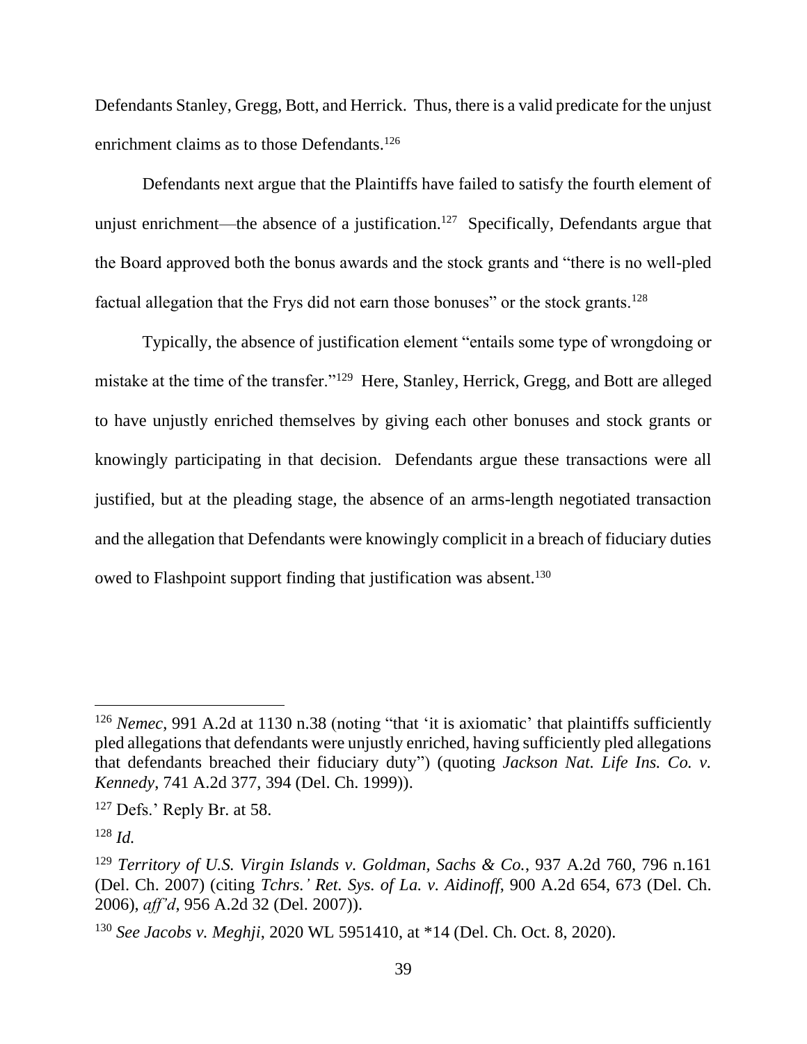Defendants Stanley, Gregg, Bott, and Herrick. Thus, there is a valid predicate for the unjust enrichment claims as to those Defendants.[126]

Defendants next argue that the Plaintiffs have failed to satisfy the fourth element of unjust enrichment—the absence of a justification.[127] Specifically, Defendants argue that the Board approved both the bonus awards and the stock grants and "there is no well-pled factual allegation that the Frys did not earn those bonuses" or the stock grants.[128]

Typically, the absence of justification element "entails some type of wrongdoing or mistake at the time of the transfer."[129] Here, Stanley, Herrick, Gregg, and Bott are alleged to have unjustly enriched themselves by giving each other bonuses and stock grants or knowingly participating in that decision. Defendants argue these transactions were all justified, but at the pleading stage, the absence of an arms-length negotiated transaction and the allegation that Defendants were knowingly complicit in a breach of fiduciary duties owed to Flashpoint support finding that justification was absent.[130]

---

[126] *Nemec*, 991 A.2d at 1130 n.38 (noting "that 'it is axiomatic' that plaintiffs sufficiently pled allegations that defendants were unjustly enriched, having sufficiently pled allegations that defendants breached their fiduciary duty") (quoting *Jackson Nat. Life Ins. Co. v. Kennedy*, 741 A.2d 377, 394 (Del. Ch. 1999)).

[127] Defs.' Reply Br. at 58.

[128] *Id.*

[129] *Territory of U.S. Virgin Islands v. Goldman, Sachs & Co.*, 937 A.2d 760, 796 n.161 (Del. Ch. 2007) (citing *Tchrs.' Ret. Sys. of La. v. Aidinoff*, 900 A.2d 654, 673 (Del. Ch. 2006), *aff'd*, 956 A.2d 32 (Del. 2007)).

[130] *See Jacobs v. Meghji*, 2020 WL 5951410, at *14 (Del. Ch. Oct. 8, 2020).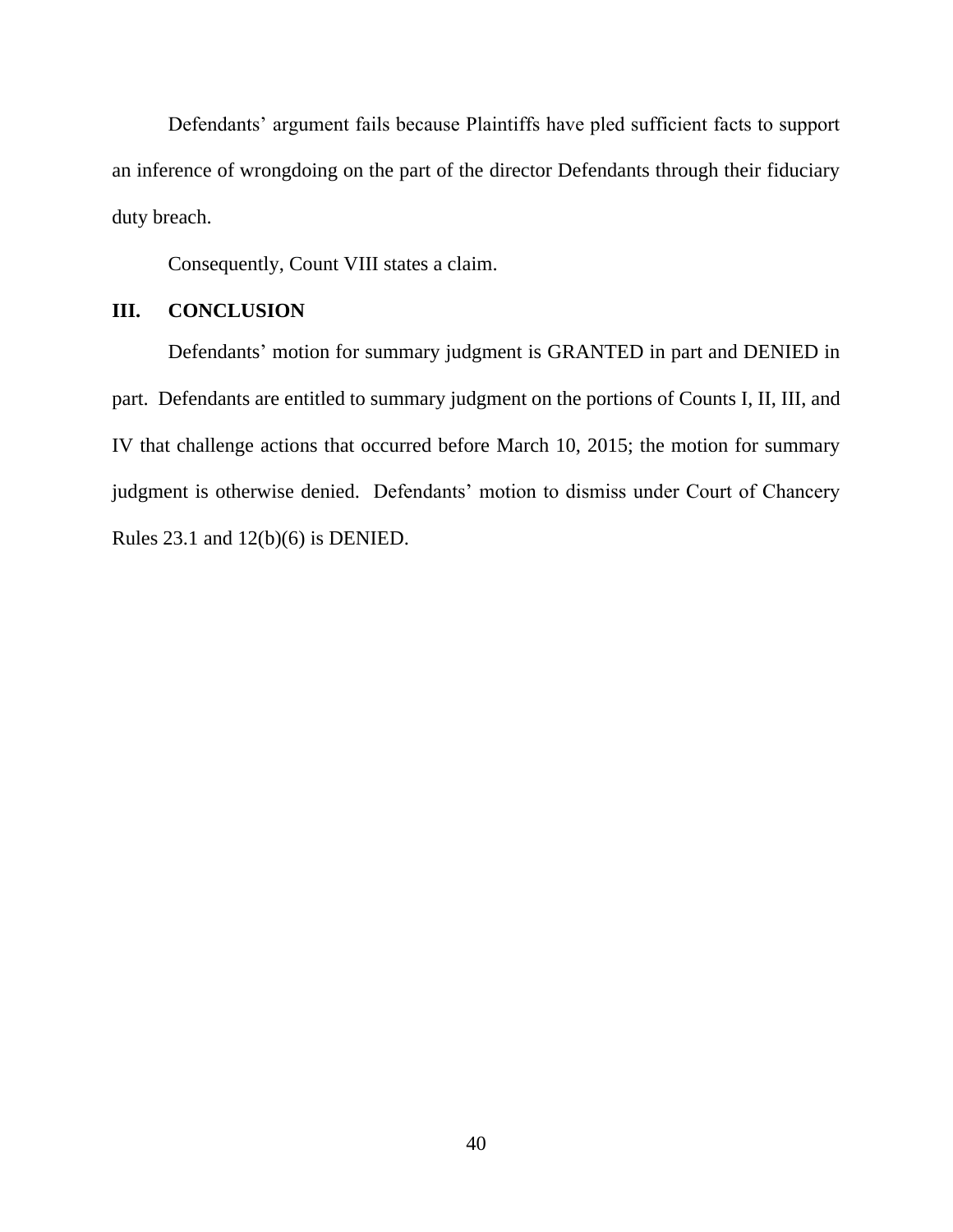Defendants' argument fails because Plaintiffs have pled sufficient facts to support an inference of wrongdoing on the part of the director Defendants through their fiduciary duty breach.

Consequently, Count VIII states a claim.

## III. CONCLUSION

Defendants' motion for summary judgment is GRANTED in part and DENIED in part. Defendants are entitled to summary judgment on the portions of Counts I, II, III, and IV that challenge actions that occurred before March 10, 2015; the motion for summary judgment is otherwise denied. Defendants' motion to dismiss under Court of Chancery Rules 23.1 and 12(b)(6) is DENIED.